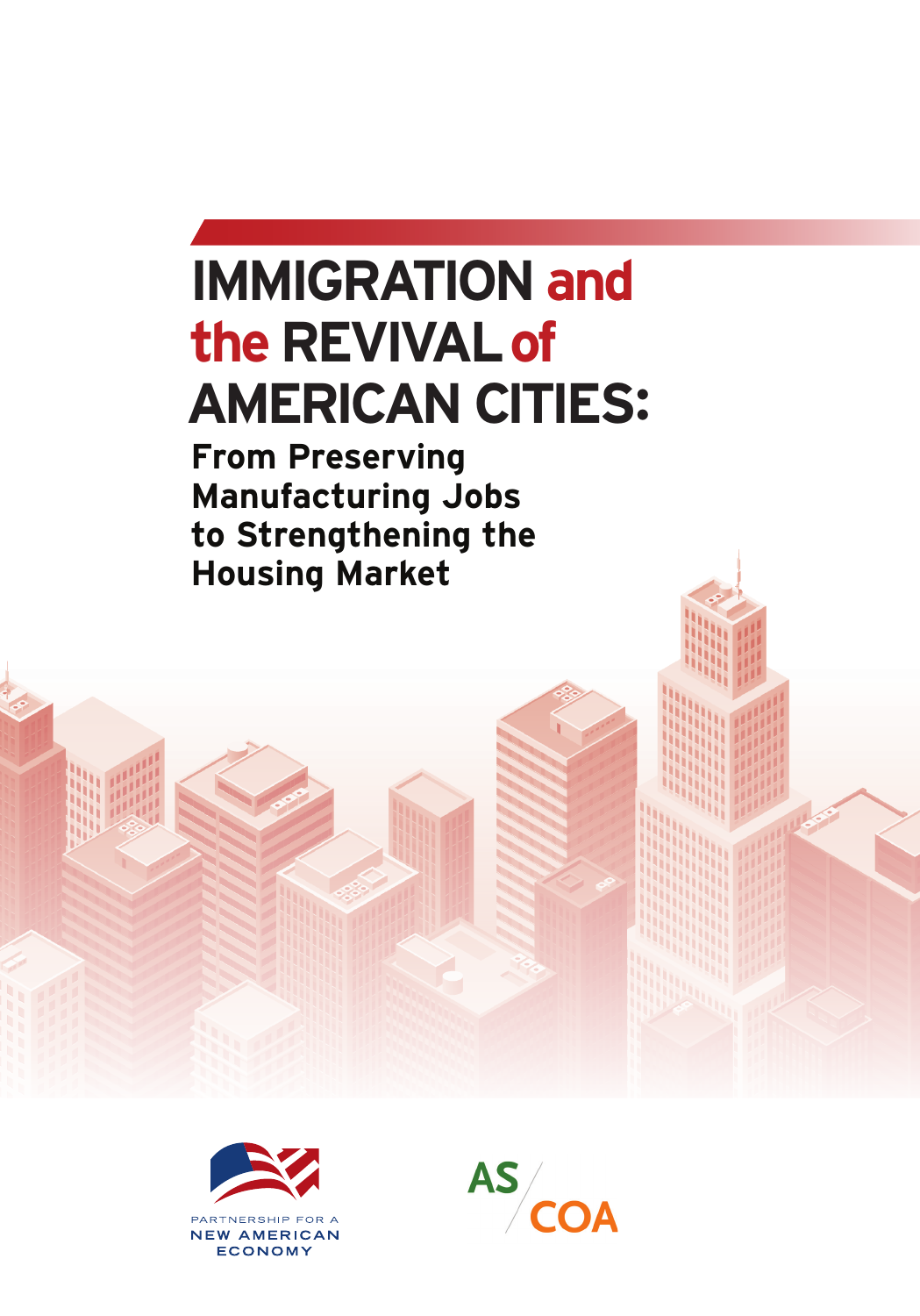# IMMIGRATION and the REVIVAL of AMERICAN CITIES:

## From Preserving Manufacturing Jobs to Strengthening the Housing Market

PARTNERSHIP FOR A NEW AMERICAN ECONOMY

AS/COA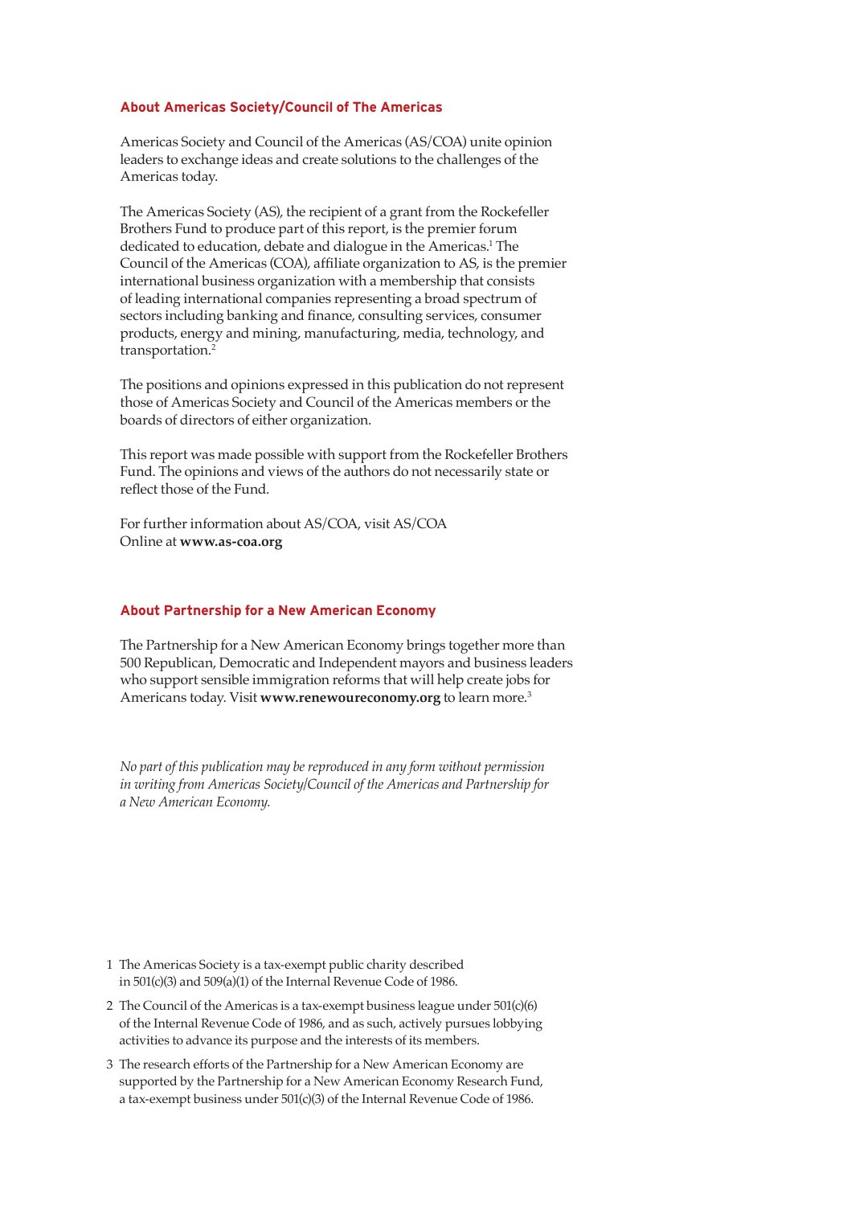## About Americas Society/Council of The Americas

Americas Society and Council of the Americas (AS/COA) unite opinion leaders to exchange ideas and create solutions to the challenges of the Americas today.

The Americas Society (AS), the recipient of a grant from the Rockefeller Brothers Fund to produce part of this report, is the premier forum dedicated to education, debate and dialogue in the Americas.[1] The Council of the Americas (COA), affiliate organization to AS, is the premier international business organization with a membership that consists of leading international companies representing a broad spectrum of sectors including banking and finance, consulting services, consumer products, energy and mining, manufacturing, media, technology, and transportation.[2]

The positions and opinions expressed in this publication do not represent those of Americas Society and Council of the Americas members or the boards of directors of either organization.

This report was made possible with support from the Rockefeller Brothers Fund. The opinions and views of the authors do not necessarily state or reflect those of the Fund.

For further information about AS/COA, visit AS/COA Online at **www.as-coa.org**

## About Partnership for a New American Economy

The Partnership for a New American Economy brings together more than 500 Republican, Democratic and Independent mayors and business leaders who support sensible immigration reforms that will help create jobs for Americans today. Visit **www.renewoureconomy.org** to learn more.[3]

*No part of this publication may be reproduced in any form without permission in writing from Americas Society/Council of the Americas and Partnership for a New American Economy.*

1 The Americas Society is a tax-exempt public charity described in 501(c)(3) and 509(a)(1) of the Internal Revenue Code of 1986.

2 The Council of the Americas is a tax-exempt business league under 501(c)(6) of the Internal Revenue Code of 1986, and as such, actively pursues lobbying activities to advance its purpose and the interests of its members.

3 The research efforts of the Partnership for a New American Economy are supported by the Partnership for a New American Economy Research Fund, a tax-exempt business under 501(c)(3) of the Internal Revenue Code of 1986.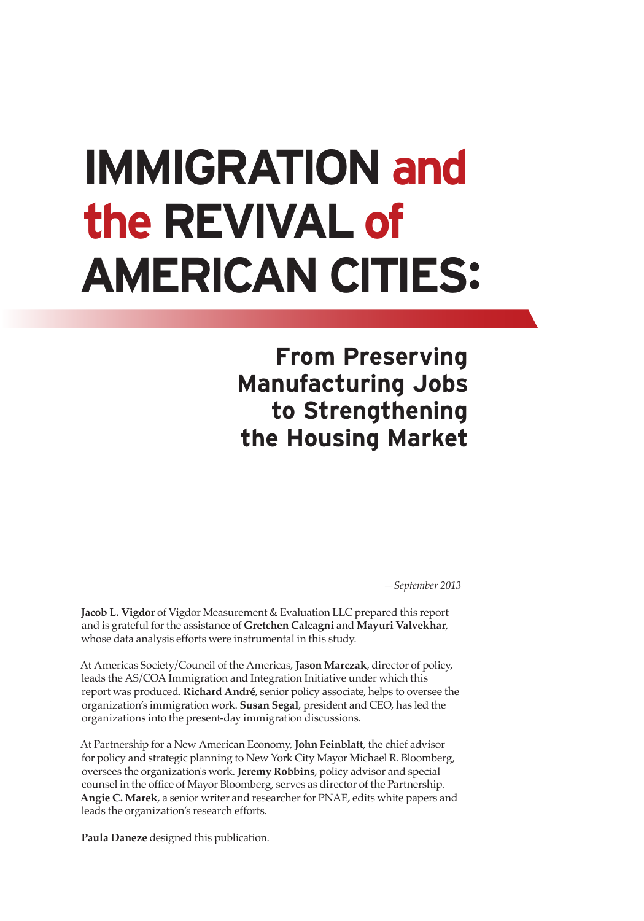# IMMIGRATION and the REVIVAL of AMERICAN CITIES:

## From Preserving Manufacturing Jobs to Strengthening the Housing Market

*—September 2013*

**Jacob L. Vigdor** of Vigdor Measurement & Evaluation LLC prepared this report and is grateful for the assistance of **Gretchen Calcagni** and **Mayuri Valvekhar**, whose data analysis efforts were instrumental in this study.

At Americas Society/Council of the Americas, **Jason Marczak**, director of policy, leads the AS/COA Immigration and Integration Initiative under which this report was produced. **Richard André**, senior policy associate, helps to oversee the organization's immigration work. **Susan Segal**, president and CEO, has led the organizations into the present-day immigration discussions.

At Partnership for a New American Economy, **John Feinblatt**, the chief advisor for policy and strategic planning to New York City Mayor Michael R. Bloomberg, oversees the organization's work. **Jeremy Robbins**, policy advisor and special counsel in the office of Mayor Bloomberg, serves as director of the Partnership. **Angie C. Marek**, a senior writer and researcher for PNAE, edits white papers and leads the organization's research efforts.

**Paula Daneze** designed this publication.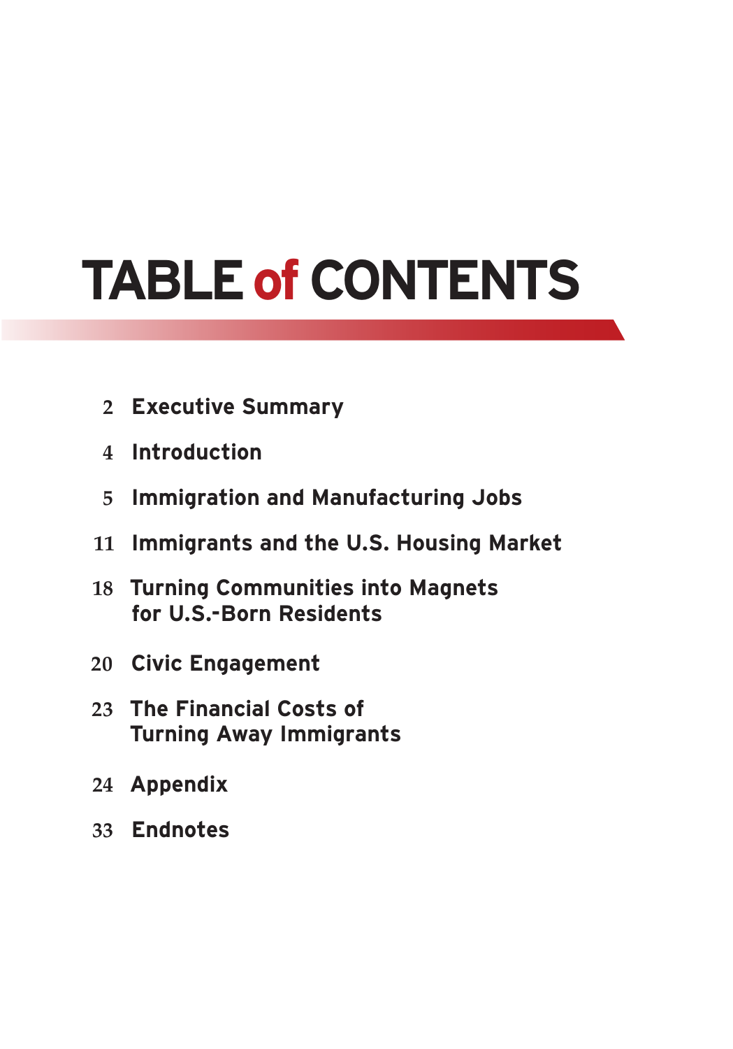# TABLE of CONTENTS

2 Executive Summary

4 Introduction

5 Immigration and Manufacturing Jobs

11 Immigrants and the U.S. Housing Market

18 Turning Communities into Magnets for U.S.-Born Residents

20 Civic Engagement

23 The Financial Costs of Turning Away Immigrants

24 Appendix

33 Endnotes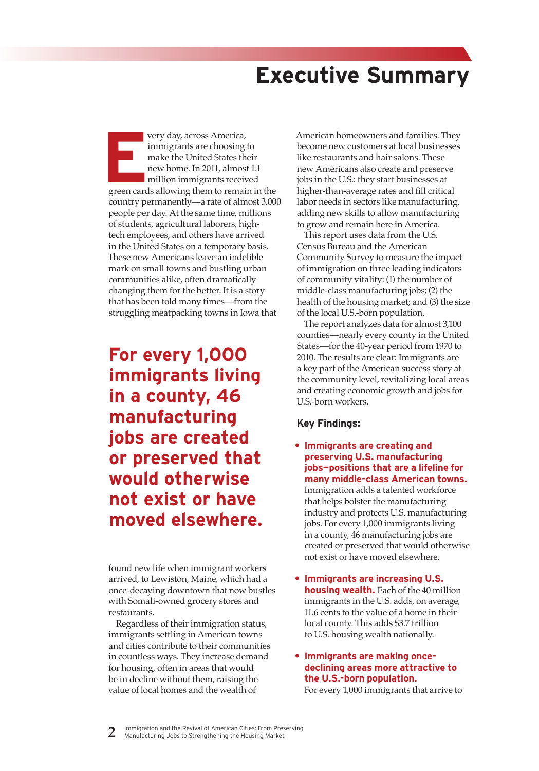# Executive Summary

Every day, across America, immigrants are choosing to make the United States their new home. In 2011, almost 1.1 million immigrants received green cards allowing them to remain in the country permanently—a rate of almost 3,000 people per day. At the same time, millions of students, agricultural laborers, high-tech employees, and others have arrived in the United States on a temporary basis. These new Americans leave an indelible mark on small towns and bustling urban communities alike, often dramatically changing them for the better. It is a story that has been told many times—from the struggling meatpacking towns in Iowa that found new life when immigrant workers arrived, to Lewiston, Maine, which had a once-decaying downtown that now bustles with Somali-owned grocery stores and restaurants.

**For every 1,000 immigrants living in a county, 46 manufacturing jobs are created or preserved that would otherwise not exist or have moved elsewhere.**

Regardless of their immigration status, immigrants settling in American towns and cities contribute to their communities in countless ways. They increase demand for housing, often in areas that would be in decline without them, raising the value of local homes and the wealth of American homeowners and families. They become new customers at local businesses like restaurants and hair salons. These new Americans also create and preserve jobs in the U.S.: they start businesses at higher-than-average rates and fill critical labor needs in sectors like manufacturing, adding new skills to allow manufacturing to grow and remain here in America.

This report uses data from the U.S. Census Bureau and the American Community Survey to measure the impact of immigration on three leading indicators of community vitality: (1) the number of middle-class manufacturing jobs; (2) the health of the housing market; and (3) the size of the local U.S.-born population.

The report analyzes data for almost 3,100 counties—nearly every county in the United States—for the 40-year period from 1970 to 2010. The results are clear: Immigrants are a key part of the American success story at the community level, revitalizing local areas and creating economic growth and jobs for U.S.-born workers.

**Key Findings:**

- **Immigrants are creating and preserving U.S. manufacturing jobs—positions that are a lifeline for many middle-class American towns.** Immigration adds a talented workforce that helps bolster the manufacturing industry and protects U.S. manufacturing jobs. For every 1,000 immigrants living in a county, 46 manufacturing jobs are created or preserved that would otherwise not exist or have moved elsewhere.

- **Immigrants are increasing U.S. housing wealth.** Each of the 40 million immigrants in the U.S. adds, on average, 11.6 cents to the value of a home in their local county. This adds $3.7 trillion to U.S. housing wealth nationally.

- **Immigrants are making once-declining areas more attractive to the U.S.-born population.** For every 1,000 immigrants that arrive to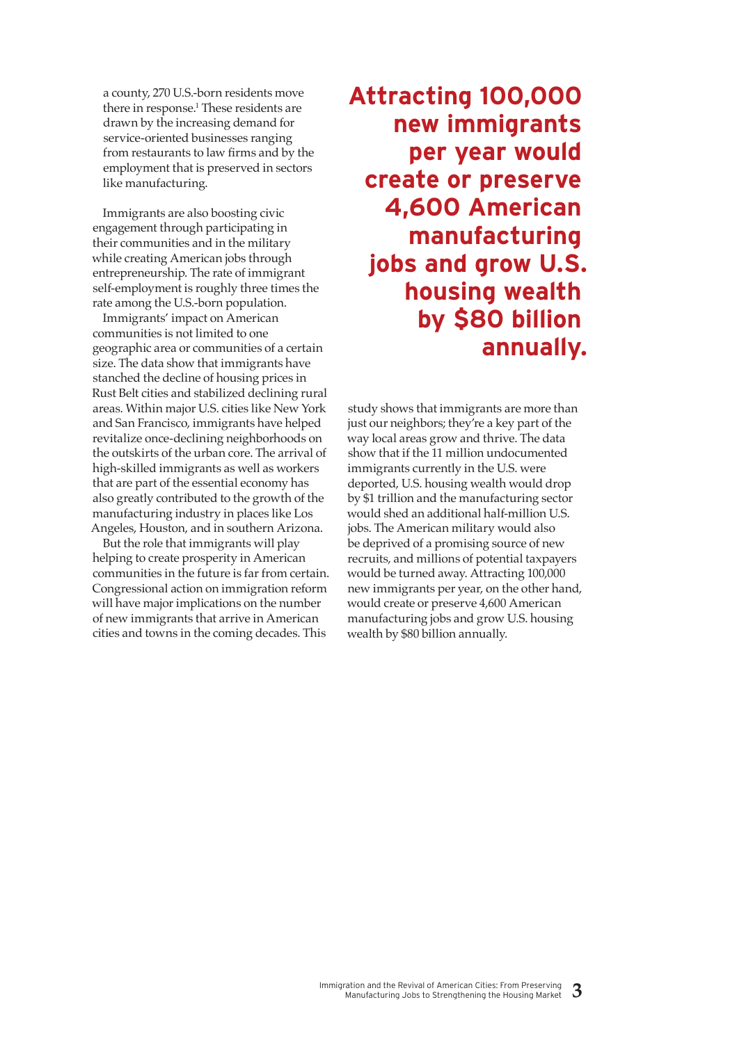a county, 270 U.S.-born residents move there in response.[1] These residents are drawn by the increasing demand for service-oriented businesses ranging from restaurants to law firms and by the employment that is preserved in sectors like manufacturing.

Immigrants are also boosting civic engagement through participating in their communities and in the military while creating American jobs through entrepreneurship. The rate of immigrant self-employment is roughly three times the rate among the U.S.-born population.

Immigrants' impact on American communities is not limited to one geographic area or communities of a certain size. The data show that immigrants have stanched the decline of housing prices in Rust Belt cities and stabilized declining rural areas. Within major U.S. cities like New York and San Francisco, immigrants have helped revitalize once-declining neighborhoods on the outskirts of the urban core. The arrival of high-skilled immigrants as well as workers that are part of the essential economy has also greatly contributed to the growth of the manufacturing industry in places like Los Angeles, Houston, and in southern Arizona.

But the role that immigrants will play helping to create prosperity in American communities in the future is far from certain. Congressional action on immigration reform will have major implications on the number of new immigrants that arrive in American cities and towns in the coming decades. This study shows that immigrants are more than just our neighbors; they're a key part of the way local areas grow and thrive. The data show that if the 11 million undocumented immigrants currently in the U.S. were deported, U.S. housing wealth would drop by $1 trillion and the manufacturing sector would shed an additional half-million U.S. jobs. The American military would also be deprived of a promising source of new recruits, and millions of potential taxpayers would be turned away. Attracting 100,000 new immigrants per year, on the other hand, would create or preserve 4,600 American manufacturing jobs and grow U.S. housing wealth by $80 billion annually.

**Attracting 100,000 new immigrants per year would create or preserve 4,600 American manufacturing jobs and grow U.S. housing wealth by $80 billion annually.**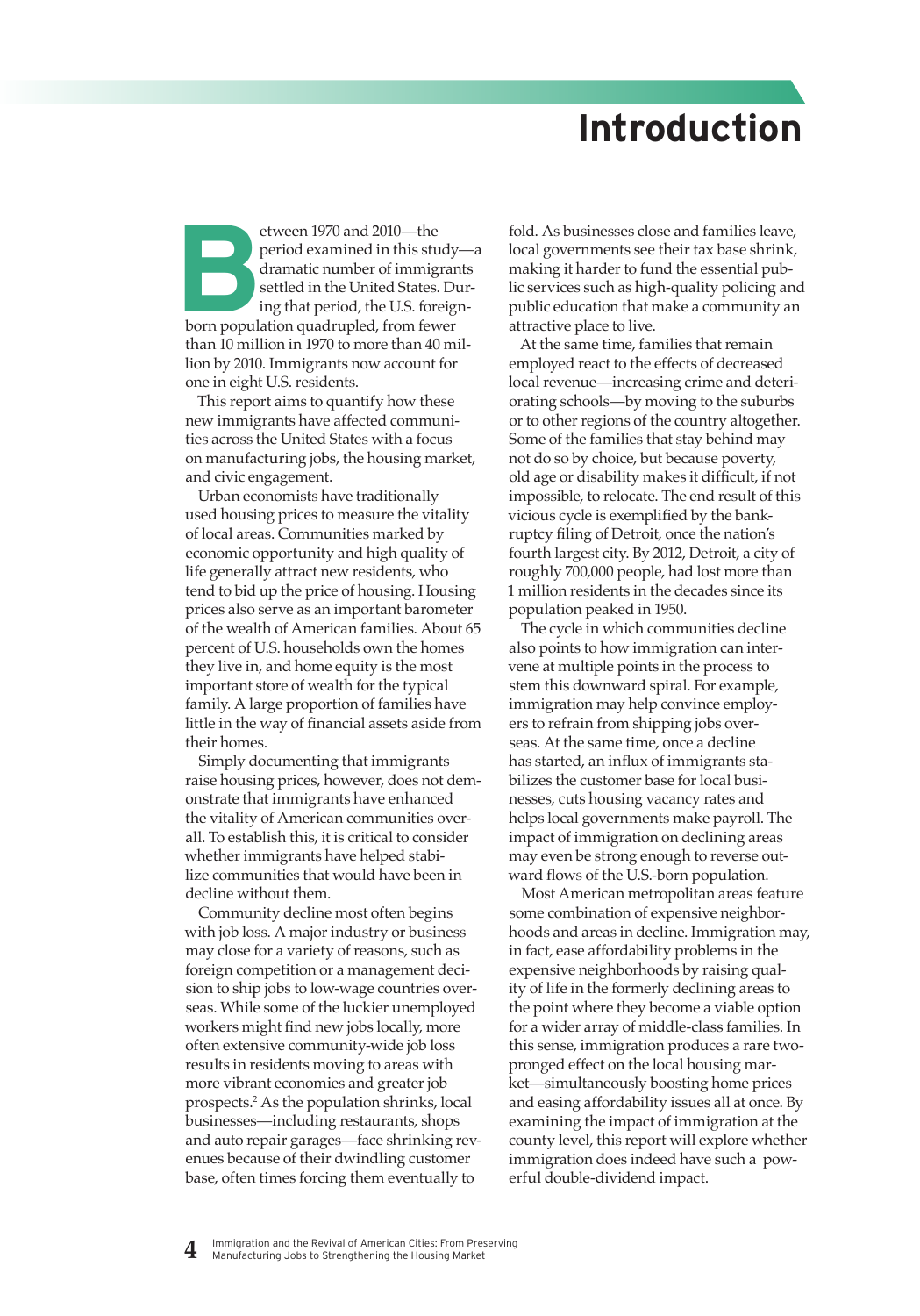# Introduction

Between 1970 and 2010—the period examined in this study—a dramatic number of immigrants settled in the United States. During that period, the U.S. foreign-born population quadrupled, from fewer than 10 million in 1970 to more than 40 million by 2010. Immigrants now account for one in eight U.S. residents.

This report aims to quantify how these new immigrants have affected communities across the United States with a focus on manufacturing jobs, the housing market, and civic engagement.

Urban economists have traditionally used housing prices to measure the vitality of local areas. Communities marked by economic opportunity and high quality of life generally attract new residents, who tend to bid up the price of housing. Housing prices also serve as an important barometer of the wealth of American families. About 65 percent of U.S. households own the homes they live in, and home equity is the most important store of wealth for the typical family. A large proportion of families have little in the way of financial assets aside from their homes.

Simply documenting that immigrants raise housing prices, however, does not demonstrate that immigrants have enhanced the vitality of American communities overall. To establish this, it is critical to consider whether immigrants have helped stabilize communities that would have been in decline without them.

Community decline most often begins with job loss. A major industry or business may close for a variety of reasons, such as foreign competition or a management decision to ship jobs to low-wage countries overseas. While some of the luckier unemployed workers might find new jobs locally, more often extensive community-wide job loss results in residents moving to areas with more vibrant economies and greater job prospects.[2] As the population shrinks, local businesses—including restaurants, shops and auto repair garages—face shrinking revenues because of their dwindling customer base, often times forcing them eventually to fold. As businesses close and families leave, local governments see their tax base shrink, making it harder to fund the essential public services such as high-quality policing and public education that make a community an attractive place to live.

At the same time, families that remain employed react to the effects of decreased local revenue—increasing crime and deteriorating schools—by moving to the suburbs or to other regions of the country altogether. Some of the families that stay behind may not do so by choice, but because poverty, old age or disability makes it difficult, if not impossible, to relocate. The end result of this vicious cycle is exemplified by the bankruptcy filing of Detroit, once the nation's fourth largest city. By 2012, Detroit, a city of roughly 700,000 people, had lost more than 1 million residents in the decades since its population peaked in 1950.

The cycle in which communities decline also points to how immigration can intervene at multiple points in the process to stem this downward spiral. For example, immigration may help convince employers to refrain from shipping jobs overseas. At the same time, once a decline has started, an influx of immigrants stabilizes the customer base for local businesses, cuts housing vacancy rates and helps local governments make payroll. The impact of immigration on declining areas may even be strong enough to reverse outward flows of the U.S.-born population.

Most American metropolitan areas feature some combination of expensive neighborhoods and areas in decline. Immigration may, in fact, ease affordability problems in the expensive neighborhoods by raising quality of life in the formerly declining areas to the point where they become a viable option for a wider array of middle-class families. In this sense, immigration produces a rare two-pronged effect on the local housing market—simultaneously boosting home prices and easing affordability issues all at once. By examining the impact of immigration at the county level, this report will explore whether immigration does indeed have such a powerful double-dividend impact.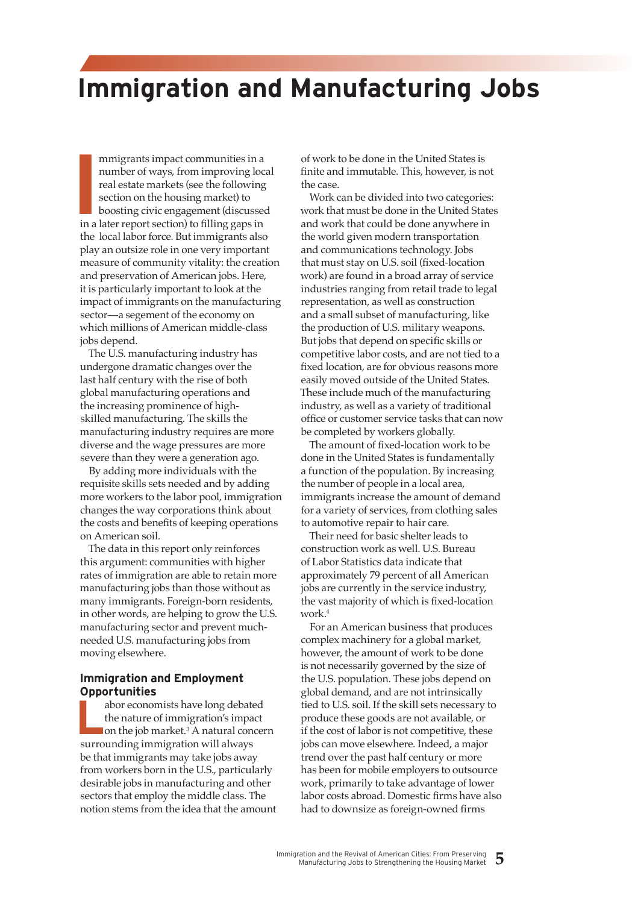# Immigration and Manufacturing Jobs

Immigrants impact communities in a number of ways, from improving local real estate markets (see the following section on the housing market) to boosting civic engagement (discussed in a later report section) to filling gaps in the local labor force. But immigrants also play an outsize role in one very important measure of community vitality: the creation and preservation of American jobs. Here, it is particularly important to look at the impact of immigrants on the manufacturing sector—a segement of the economy on which millions of American middle-class jobs depend.

The U.S. manufacturing industry has undergone dramatic changes over the last half century with the rise of both global manufacturing operations and the increasing prominence of high-skilled manufacturing. The skills the manufacturing industry requires are more diverse and the wage pressures are more severe than they were a generation ago.

By adding more individuals with the requisite skills sets needed and by adding more workers to the labor pool, immigration changes the way corporations think about the costs and benefits of keeping operations on American soil.

The data in this report only reinforces this argument: communities with higher rates of immigration are able to retain more manufacturing jobs than those without as many immigrants. Foreign-born residents, in other words, are helping to grow the U.S. manufacturing sector and prevent much-needed U.S. manufacturing jobs from moving elsewhere.

### Immigration and Employment Opportunities

Labor economists have long debated the nature of immigration's impact on the job market.[3] A natural concern surrounding immigration will always be that immigrants may take jobs away from workers born in the U.S., particularly desirable jobs in manufacturing and other sectors that employ the middle class. The notion stems from the idea that the amount of work to be done in the United States is finite and immutable. This, however, is not the case.

Work can be divided into two categories: work that must be done in the United States and work that could be done anywhere in the world given modern transportation and communications technology. Jobs that must stay on U.S. soil (fixed-location work) are found in a broad array of service industries ranging from retail trade to legal representation, as well as construction and a small subset of manufacturing, like the production of U.S. military weapons. But jobs that depend on specific skills or competitive labor costs, and are not tied to a fixed location, are for obvious reasons more easily moved outside of the United States. These include much of the manufacturing industry, as well as a variety of traditional office or customer service tasks that can now be completed by workers globally.

The amount of fixed-location work to be done in the United States is fundamentally a function of the population. By increasing the number of people in a local area, immigrants increase the amount of demand for a variety of services, from clothing sales to automotive repair to hair care.

Their need for basic shelter leads to construction work as well. U.S. Bureau of Labor Statistics data indicate that approximately 79 percent of all American jobs are currently in the service industry, the vast majority of which is fixed-location work.[4]

For an American business that produces complex machinery for a global market, however, the amount of work to be done is not necessarily governed by the size of the U.S. population. These jobs depend on global demand, and are not intrinsically tied to U.S. soil. If the skill sets necessary to produce these goods are not available, or if the cost of labor is not competitive, these jobs can move elsewhere. Indeed, a major trend over the past half century or more has been for mobile employers to outsource work, primarily to take advantage of lower labor costs abroad. Domestic firms have also had to downsize as foreign-owned firms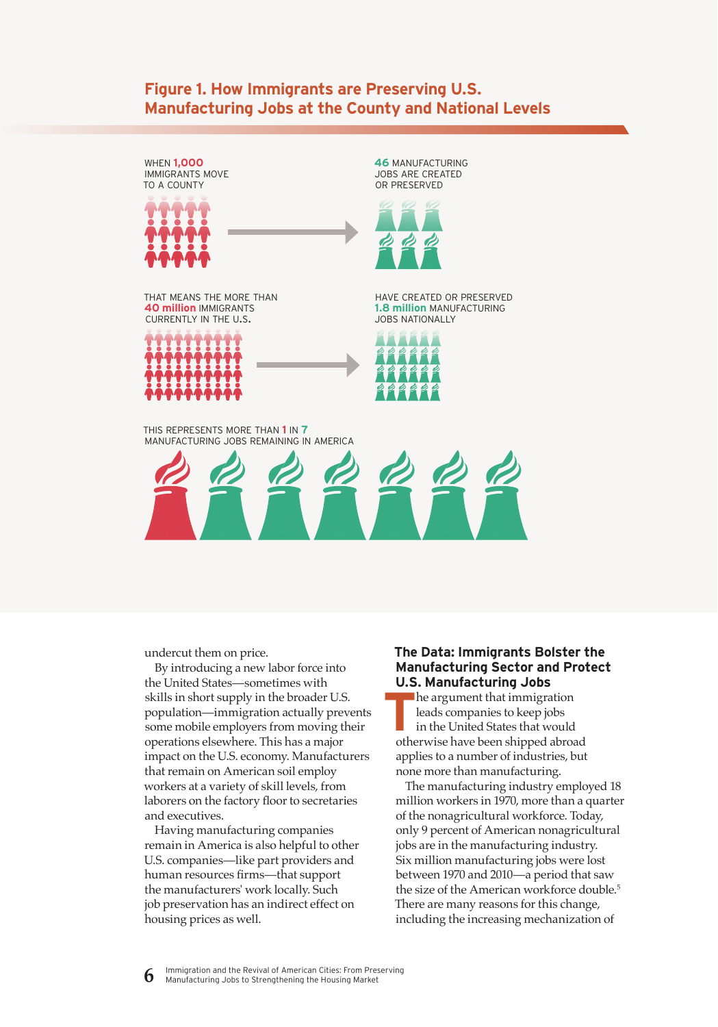## Figure 1. How Immigrants are Preserving U.S. Manufacturing Jobs at the County and National Levels

WHEN **1,000** IMMIGRANTS MOVE TO A COUNTY

**46** MANUFACTURING JOBS ARE CREATED OR PRESERVED

THAT MEANS THE MORE THAN **40 million** IMMIGRANTS CURRENTLY IN THE U.S.

HAVE CREATED OR PRESERVED **1.8 million** MANUFACTURING JOBS NATIONALLY

THIS REPRESENTS MORE THAN **1** IN **7** MANUFACTURING JOBS REMAINING IN AMERICA

undercut them on price.

By introducing a new labor force into the United States—sometimes with skills in short supply in the broader U.S. population—immigration actually prevents some mobile employers from moving their operations elsewhere. This has a major impact on the U.S. economy. Manufacturers that remain on American soil employ workers at a variety of skill levels, from laborers on the factory floor to secretaries and executives.

Having manufacturing companies remain in America is also helpful to other U.S. companies—like part providers and human resources firms—that support the manufacturers' work locally. Such job preservation has an indirect effect on housing prices as well.

### The Data: Immigrants Bolster the Manufacturing Sector and Protect U.S. Manufacturing Jobs

The argument that immigration leads companies to keep jobs in the United States that would otherwise have been shipped abroad applies to a number of industries, but none more than manufacturing.

The manufacturing industry employed 18 million workers in 1970, more than a quarter of the nonagricultural workforce. Today, only 9 percent of American nonagricultural jobs are in the manufacturing industry. Six million manufacturing jobs were lost between 1970 and 2010—a period that saw the size of the American workforce double.[5] There are many reasons for this change, including the increasing mechanization of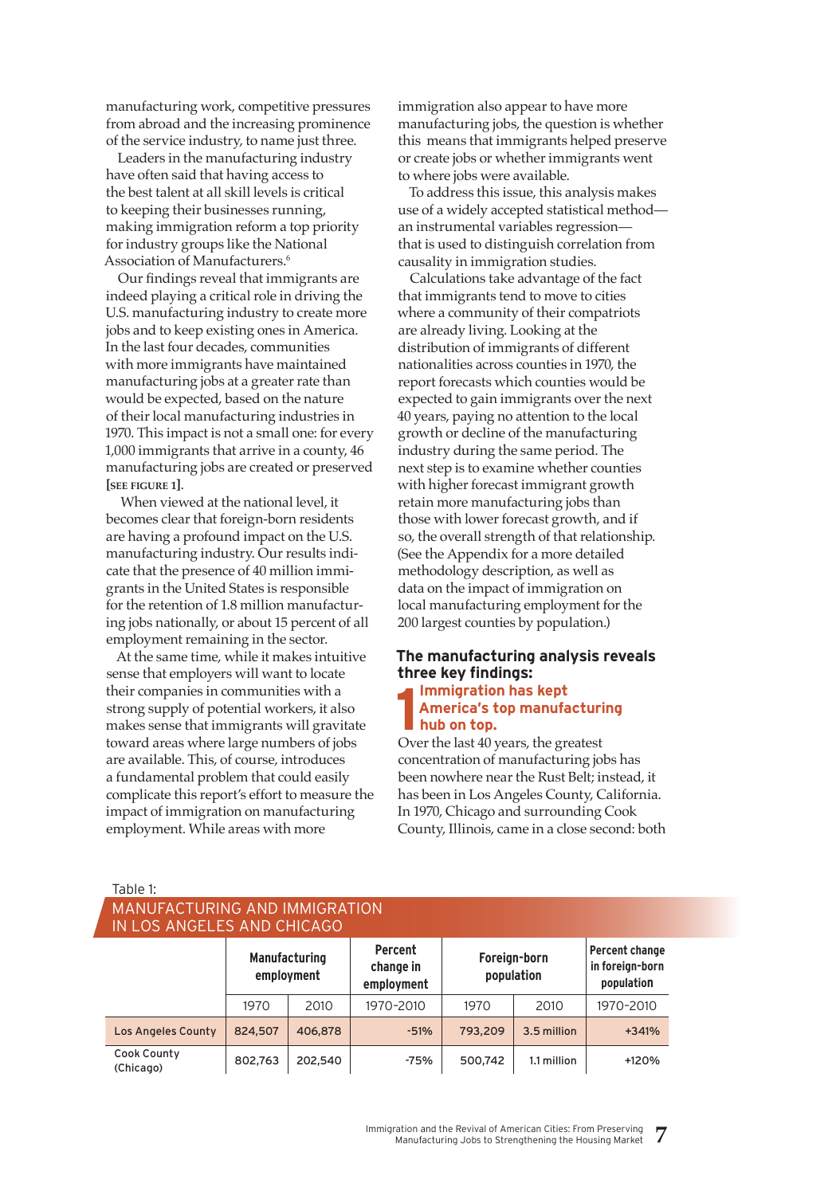manufacturing work, competitive pressures from abroad and the increasing prominence of the service industry, to name just three.

Leaders in the manufacturing industry have often said that having access to the best talent at all skill levels is critical to keeping their businesses running, making immigration reform a top priority for industry groups like the National Association of Manufacturers.[6]

Our findings reveal that immigrants are indeed playing a critical role in driving the U.S. manufacturing industry to create more jobs and to keep existing ones in America. In the last four decades, communities with more immigrants have maintained manufacturing jobs at a greater rate than would be expected, based on the nature of their local manufacturing industries in 1970. This impact is not a small one: for every 1,000 immigrants that arrive in a county, 46 manufacturing jobs are created or preserved [SEE FIGURE 1].

When viewed at the national level, it becomes clear that foreign-born residents are having a profound impact on the U.S. manufacturing industry. Our results indicate that the presence of 40 million immigrants in the United States is responsible for the retention of 1.8 million manufacturing jobs nationally, or about 15 percent of all employment remaining in the sector.

At the same time, while it makes intuitive sense that employers will want to locate their companies in communities with a strong supply of potential workers, it also makes sense that immigrants will gravitate toward areas where large numbers of jobs are available. This, of course, introduces a fundamental problem that could easily complicate this report's effort to measure the impact of immigration on manufacturing employment. While areas with more immigration also appear to have more manufacturing jobs, the question is whether this means that immigrants helped preserve or create jobs or whether immigrants went to where jobs were available.

To address this issue, this analysis makes use of a widely accepted statistical method—an instrumental variables regression—that is used to distinguish correlation from causality in immigration studies.

Calculations take advantage of the fact that immigrants tend to move to cities where a community of their compatriots are already living. Looking at the distribution of immigrants of different nationalities across counties in 1970, the report forecasts which counties would be expected to gain immigrants over the next 40 years, paying no attention to the local growth or decline of the manufacturing industry during the same period. The next step is to examine whether counties with higher forecast immigrant growth retain more manufacturing jobs than those with lower forecast growth, and if so, the overall strength of that relationship. (See the Appendix for a more detailed methodology description, as well as data on the impact of immigration on local manufacturing employment for the 200 largest counties by population.)

## The manufacturing analysis reveals three key findings:

### 1 Immigration has kept America's top manufacturing hub on top.

Over the last 40 years, the greatest concentration of manufacturing jobs has been nowhere near the Rust Belt; instead, it has been in Los Angeles County, California. In 1970, Chicago and surrounding Cook County, Illinois, came in a close second: both

Table 1:
MANUFACTURING AND IMMIGRATION IN LOS ANGELES AND CHICAGO

| | Manufacturing employment | | Percent change in employment | Foreign-born population | | Percent change in foreign-born population |
|---|---|---|---|---|---|---|
| | 1970 | 2010 | 1970-2010 | 1970 | 2010 | 1970-2010 |
| Los Angeles County | 824,507 | 406,878 | -51% | 793,209 | 3.5 million | +341% |
| Cook County (Chicago) | 802,763 | 202,540 | -75% | 500,742 | 1.1 million | +120% |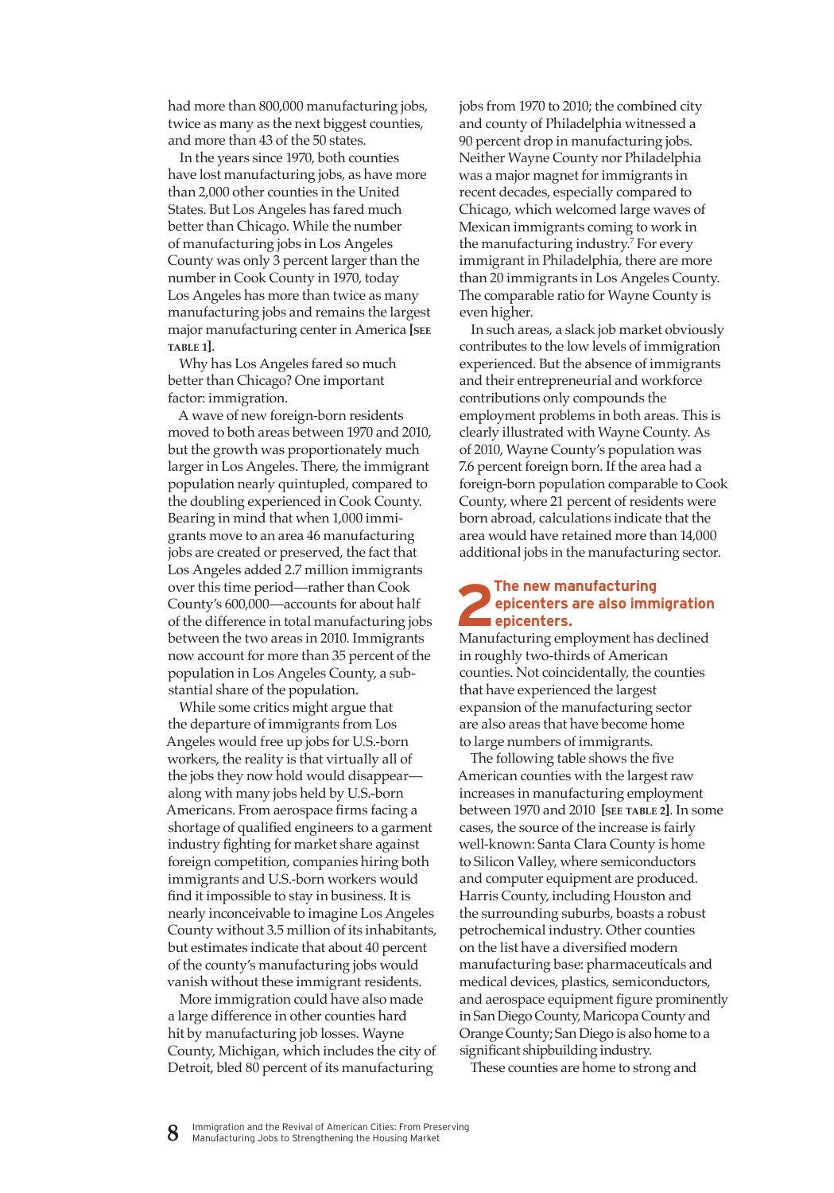had more than 800,000 manufacturing jobs, twice as many as the next biggest counties, and more than 43 of the 50 states.

In the years since 1970, both counties have lost manufacturing jobs, as have more than 2,000 other counties in the United States. But Los Angeles has fared much better than Chicago. While the number of manufacturing jobs in Los Angeles County was only 3 percent larger than the number in Cook County in 1970, today Los Angeles has more than twice as many manufacturing jobs and remains the largest major manufacturing center in America [SEE TABLE 1].

Why has Los Angeles fared so much better than Chicago? One important factor: immigration.

A wave of new foreign-born residents moved to both areas between 1970 and 2010, but the growth was proportionately much larger in Los Angeles. There, the immigrant population nearly quintupled, compared to the doubling experienced in Cook County. Bearing in mind that when 1,000 immigrants move to an area 46 manufacturing jobs are created or preserved, the fact that Los Angeles added 2.7 million immigrants over this time period—rather than Cook County's 600,000—accounts for about half of the difference in total manufacturing jobs between the two areas in 2010. Immigrants now account for more than 35 percent of the population in Los Angeles County, a substantial share of the population.

While some critics might argue that the departure of immigrants from Los Angeles would free up jobs for U.S.-born workers, the reality is that virtually all of the jobs they now hold would disappear—along with many jobs held by U.S.-born Americans. From aerospace firms facing a shortage of qualified engineers to a garment industry fighting for market share against foreign competition, companies hiring both immigrants and U.S.-born workers would find it impossible to stay in business. It is nearly inconceivable to imagine Los Angeles County without 3.5 million of its inhabitants, but estimates indicate that about 40 percent of the county's manufacturing jobs would vanish without these immigrant residents.

More immigration could have also made a large difference in other counties hard hit by manufacturing job losses. Wayne County, Michigan, which includes the city of Detroit, bled 80 percent of its manufacturing jobs from 1970 to 2010; the combined city and county of Philadelphia witnessed a 90 percent drop in manufacturing jobs. Neither Wayne County nor Philadelphia was a major magnet for immigrants in recent decades, especially compared to Chicago, which welcomed large waves of Mexican immigrants coming to work in the manufacturing industry.[7] For every immigrant in Philadelphia, there are more than 20 immigrants in Los Angeles County. The comparable ratio for Wayne County is even higher.

In such areas, a slack job market obviously contributes to the low levels of immigration experienced. But the absence of immigrants and their entrepreneurial and workforce contributions only compounds the employment problems in both areas. This is clearly illustrated with Wayne County. As of 2010, Wayne County's population was 7.6 percent foreign born. If the area had a foreign-born population comparable to Cook County, where 21 percent of residents were born abroad, calculations indicate that the area would have retained more than 14,000 additional jobs in the manufacturing sector.

## 2 The new manufacturing epicenters are also immigration epicenters.

Manufacturing employment has declined in roughly two-thirds of American counties. Not coincidentally, the counties that have experienced the largest expansion of the manufacturing sector are also areas that have become home to large numbers of immigrants.

The following table shows the five American counties with the largest raw increases in manufacturing employment between 1970 and 2010 [SEE TABLE 2]. In some cases, the source of the increase is fairly well-known: Santa Clara County is home to Silicon Valley, where semiconductors and computer equipment are produced. Harris County, including Houston and the surrounding suburbs, boasts a robust petrochemical industry. Other counties on the list have a diversified modern manufacturing base: pharmaceuticals and medical devices, plastics, semiconductors, and aerospace equipment figure prominently in San Diego County, Maricopa County and Orange County; San Diego is also home to a significant shipbuilding industry.

These counties are home to strong and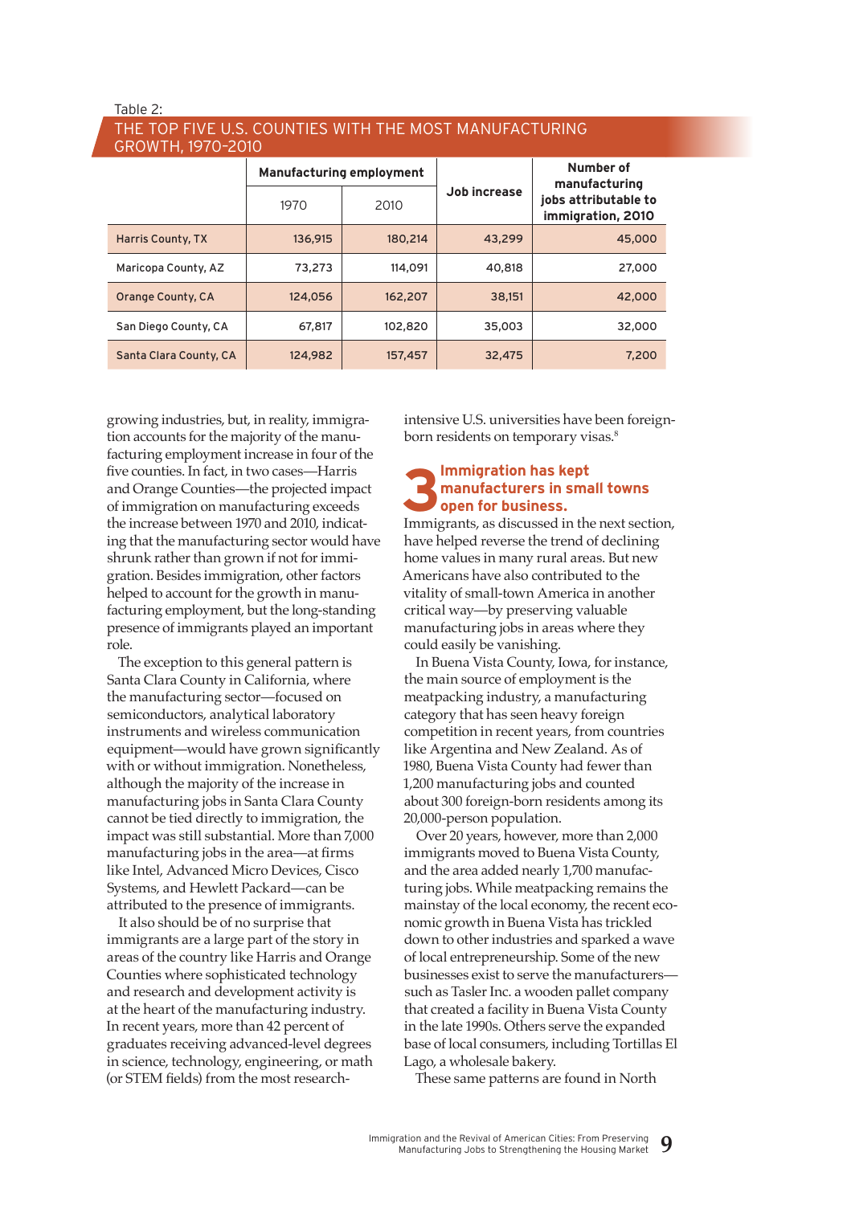Table 2:

THE TOP FIVE U.S. COUNTIES WITH THE MOST MANUFACTURING GROWTH, 1970-2010

| | Manufacturing employment | | Job increase | Number of manufacturing jobs attributable to immigration, 2010 |
|---|---|---|---|---|
| | 1970 | 2010 | | |
| Harris County, TX | 136,915 | 180,214 | 43,299 | 45,000 |
| Maricopa County, AZ | 73,273 | 114,091 | 40,818 | 27,000 |
| Orange County, CA | 124,056 | 162,207 | 38,151 | 42,000 |
| San Diego County, CA | 67,817 | 102,820 | 35,003 | 32,000 |
| Santa Clara County, CA | 124,982 | 157,457 | 32,475 | 7,200 |

growing industries, but, in reality, immigration accounts for the majority of the manufacturing employment increase in four of the five counties. In fact, in two cases—Harris and Orange Counties—the projected impact of immigration on manufacturing exceeds the increase between 1970 and 2010, indicating that the manufacturing sector would have shrunk rather than grown if not for immigration. Besides immigration, other factors helped to account for the growth in manufacturing employment, but the long-standing presence of immigrants played an important role.

The exception to this general pattern is Santa Clara County in California, where the manufacturing sector—focused on semiconductors, analytical laboratory instruments and wireless communication equipment—would have grown significantly with or without immigration. Nonetheless, although the majority of the increase in manufacturing jobs in Santa Clara County cannot be tied directly to immigration, the impact was still substantial. More than 7,000 manufacturing jobs in the area—at firms like Intel, Advanced Micro Devices, Cisco Systems, and Hewlett Packard—can be attributed to the presence of immigrants.

It also should be of no surprise that immigrants are a large part of the story in areas of the country like Harris and Orange Counties where sophisticated technology and research and development activity is at the heart of the manufacturing industry. In recent years, more than 42 percent of graduates receiving advanced-level degrees in science, technology, engineering, or math (or STEM fields) from the most research-intensive U.S. universities have been foreign-born residents on temporary visas.[8]

## 3 Immigration has kept manufacturers in small towns open for business.

Immigrants, as discussed in the next section, have helped reverse the trend of declining home values in many rural areas. But new Americans have also contributed to the vitality of small-town America in another critical way—by preserving valuable manufacturing jobs in areas where they could easily be vanishing.

In Buena Vista County, Iowa, for instance, the main source of employment is the meatpacking industry, a manufacturing category that has seen heavy foreign competition in recent years, from countries like Argentina and New Zealand. As of 1980, Buena Vista County had fewer than 1,200 manufacturing jobs and counted about 300 foreign-born residents among its 20,000-person population.

Over 20 years, however, more than 2,000 immigrants moved to Buena Vista County, and the area added nearly 1,700 manufacturing jobs. While meatpacking remains the mainstay of the local economy, the recent economic growth in Buena Vista has trickled down to other industries and sparked a wave of local entrepreneurship. Some of the new businesses exist to serve the manufacturers—such as Tasler Inc. a wooden pallet company that created a facility in Buena Vista County in the late 1990s. Others serve the expanded base of local consumers, including Tortillas El Lago, a wholesale bakery.

These same patterns are found in North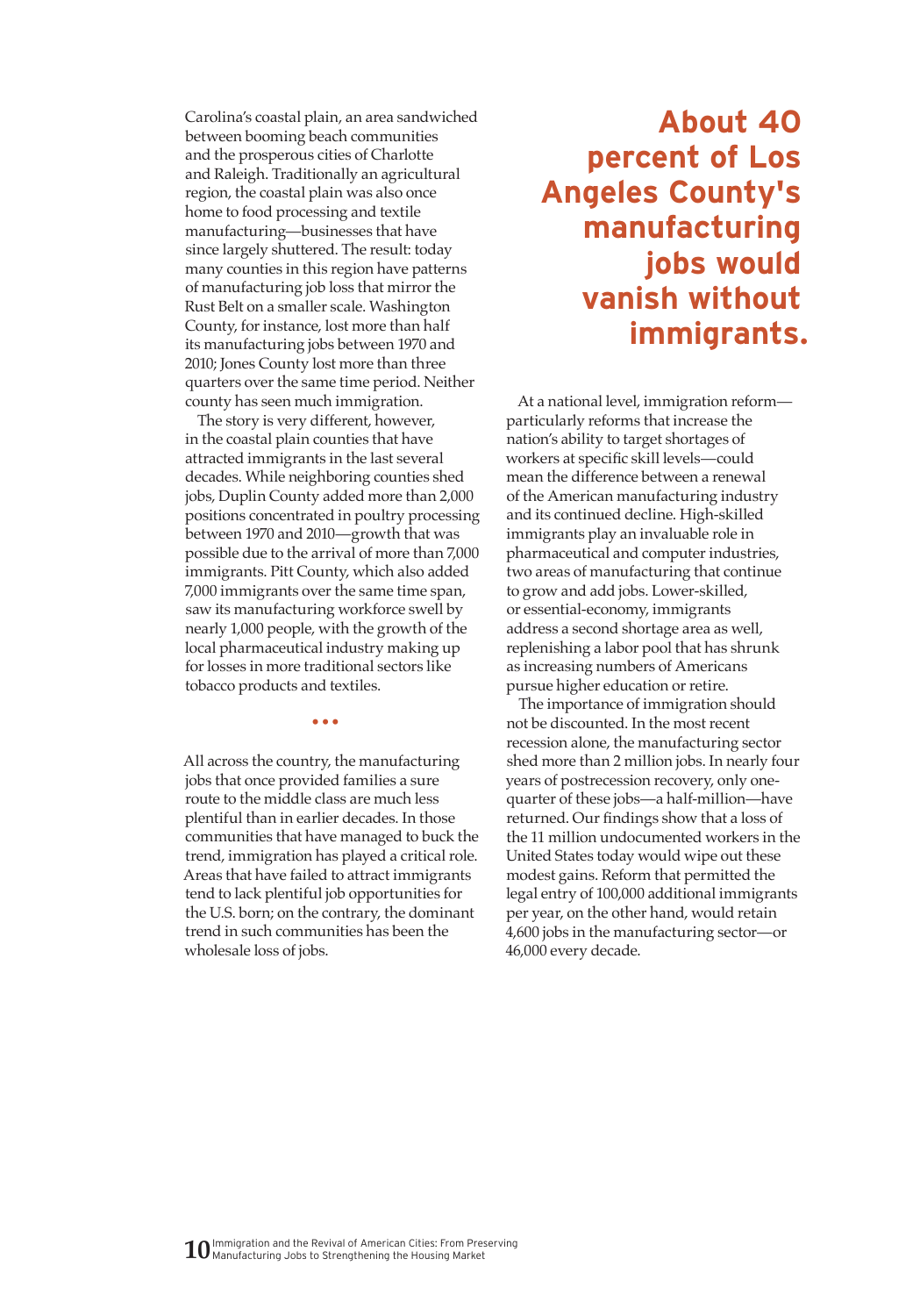Carolina's coastal plain, an area sandwiched between booming beach communities and the prosperous cities of Charlotte and Raleigh. Traditionally an agricultural region, the coastal plain was also once home to food processing and textile manufacturing—businesses that have since largely shuttered. The result: today many counties in this region have patterns of manufacturing job loss that mirror the Rust Belt on a smaller scale. Washington County, for instance, lost more than half its manufacturing jobs between 1970 and 2010; Jones County lost more than three quarters over the same time period. Neither county has seen much immigration.

The story is very different, however, in the coastal plain counties that have attracted immigrants in the last several decades. While neighboring counties shed jobs, Duplin County added more than 2,000 positions concentrated in poultry processing between 1970 and 2010—growth that was possible due to the arrival of more than 7,000 immigrants. Pitt County, which also added 7,000 immigrants over the same time span, saw its manufacturing workforce swell by nearly 1,000 people, with the growth of the local pharmaceutical industry making up for losses in more traditional sectors like tobacco products and textiles.

• • •

All across the country, the manufacturing jobs that once provided families a sure route to the middle class are much less plentiful than in earlier decades. In those communities that have managed to buck the trend, immigration has played a critical role. Areas that have failed to attract immigrants tend to lack plentiful job opportunities for the U.S. born; on the contrary, the dominant trend in such communities has been the wholesale loss of jobs.

**About 40 percent of Los Angeles County's manufacturing jobs would vanish without immigrants.**

At a national level, immigration reform—particularly reforms that increase the nation's ability to target shortages of workers at specific skill levels—could mean the difference between a renewal of the American manufacturing industry and its continued decline. High-skilled immigrants play an invaluable role in pharmaceutical and computer industries, two areas of manufacturing that continue to grow and add jobs. Lower-skilled, or essential-economy, immigrants address a second shortage area as well, replenishing a labor pool that has shrunk as increasing numbers of Americans pursue higher education or retire.

The importance of immigration should not be discounted. In the most recent recession alone, the manufacturing sector shed more than 2 million jobs. In nearly four years of postrecession recovery, only one-quarter of these jobs—a half-million—have returned. Our findings show that a loss of the 11 million undocumented workers in the United States today would wipe out these modest gains. Reform that permitted the legal entry of 100,000 additional immigrants per year, on the other hand, would retain 4,600 jobs in the manufacturing sector—or 46,000 every decade.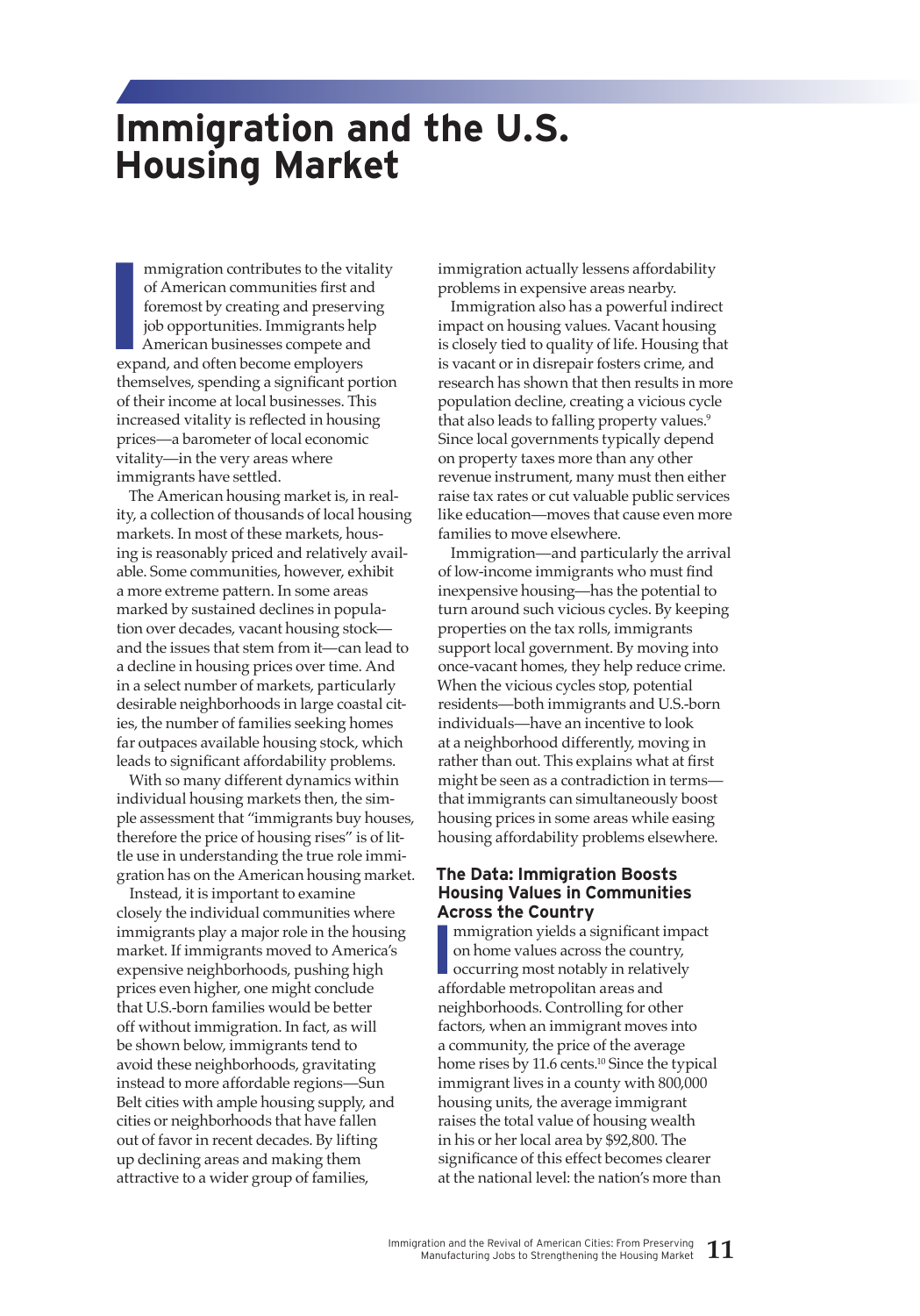# Immigration and the U.S. Housing Market

Immigration contributes to the vitality of American communities first and foremost by creating and preserving job opportunities. Immigrants help American businesses compete and expand, and often become employers themselves, spending a significant portion of their income at local businesses. This increased vitality is reflected in housing prices—a barometer of local economic vitality—in the very areas where immigrants have settled.

The American housing market is, in reality, a collection of thousands of local housing markets. In most of these markets, housing is reasonably priced and relatively available. Some communities, however, exhibit a more extreme pattern. In some areas marked by sustained declines in population over decades, vacant housing stock—and the issues that stem from it—can lead to a decline in housing prices over time. And in a select number of markets, particularly desirable neighborhoods in large coastal cities, the number of families seeking homes far outpaces available housing stock, which leads to significant affordability problems.

With so many different dynamics within individual housing markets then, the simple assessment that "immigrants buy houses, therefore the price of housing rises" is of little use in understanding the true role immigration has on the American housing market.

Instead, it is important to examine closely the individual communities where immigrants play a major role in the housing market. If immigrants moved to America's expensive neighborhoods, pushing high prices even higher, one might conclude that U.S.-born families would be better off without immigration. In fact, as will be shown below, immigrants tend to avoid these neighborhoods, gravitating instead to more affordable regions—Sun Belt cities with ample housing supply, and cities or neighborhoods that have fallen out of favor in recent decades. By lifting up declining areas and making them attractive to a wider group of families, immigration actually lessens affordability problems in expensive areas nearby.

Immigration also has a powerful indirect impact on housing values. Vacant housing is closely tied to quality of life. Housing that is vacant or in disrepair fosters crime, and research has shown that then results in more population decline, creating a vicious cycle that also leads to falling property values.[9] Since local governments typically depend on property taxes more than any other revenue instrument, many must then either raise tax rates or cut valuable public services like education—moves that cause even more families to move elsewhere.

Immigration—and particularly the arrival of low-income immigrants who must find inexpensive housing—has the potential to turn around such vicious cycles. By keeping properties on the tax rolls, immigrants support local government. By moving into once-vacant homes, they help reduce crime. When the vicious cycles stop, potential residents—both immigrants and U.S.-born individuals—have an incentive to look at a neighborhood differently, moving in rather than out. This explains what at first might be seen as a contradiction in terms—that immigrants can simultaneously boost housing prices in some areas while easing housing affordability problems elsewhere.

## The Data: Immigration Boosts Housing Values in Communities Across the Country

Immigration yields a significant impact on home values across the country, occurring most notably in relatively affordable metropolitan areas and neighborhoods. Controlling for other factors, when an immigrant moves into a community, the price of the average home rises by 11.6 cents.[10] Since the typical immigrant lives in a county with 800,000 housing units, the average immigrant raises the total value of housing wealth in his or her local area by $92,800. The significance of this effect becomes clearer at the national level: the nation's more than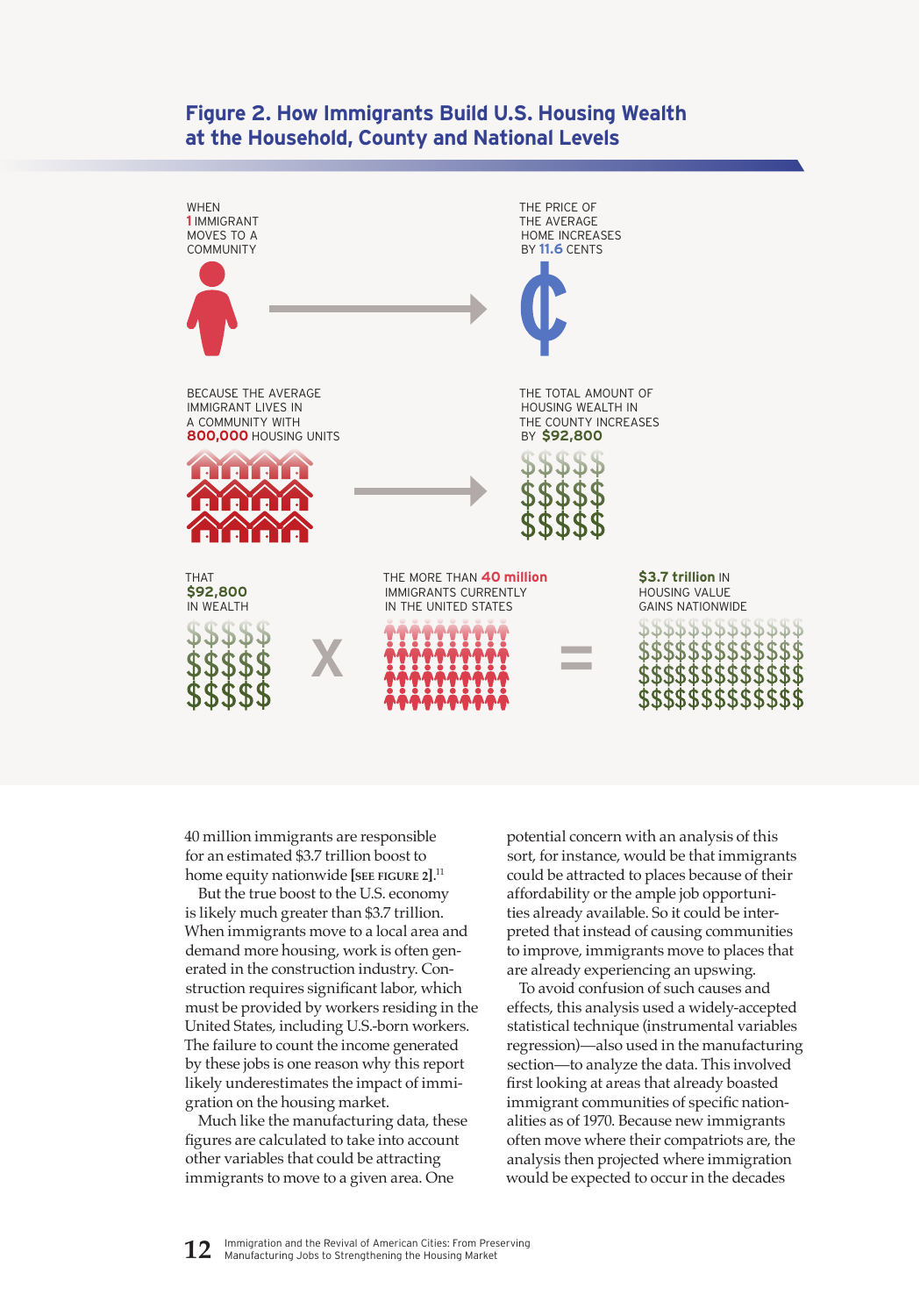## Figure 2. How Immigrants Build U.S. Housing Wealth at the Household, County and National Levels

WHEN 1 IMMIGRANT MOVES TO A COMMUNITY → THE PRICE OF THE AVERAGE HOME INCREASES BY 11.6 CENTS

BECAUSE THE AVERAGE IMMIGRANT LIVES IN A COMMUNITY WITH **800,000** HOUSING UNITS → THE TOTAL AMOUNT OF HOUSING WEALTH IN THE COUNTY INCREASES BY **$92,800**

THAT **$92,800** IN WEALTH X THE MORE THAN **40 million** IMMIGRANTS CURRENTLY IN THE UNITED STATES = **$3.7 trillion** IN HOUSING VALUE GAINS NATIONWIDE

40 million immigrants are responsible for an estimated $3.7 trillion boost to home equity nationwide [SEE FIGURE 2].[11]

But the true boost to the U.S. economy is likely much greater than $3.7 trillion. When immigrants move to a local area and demand more housing, work is often generated in the construction industry. Construction requires significant labor, which must be provided by workers residing in the United States, including U.S.-born workers. The failure to count the income generated by these jobs is one reason why this report likely underestimates the impact of immigration on the housing market.

Much like the manufacturing data, these figures are calculated to take into account other variables that could be attracting immigrants to move to a given area. One potential concern with an analysis of this sort, for instance, would be that immigrants could be attracted to places because of their affordability or the ample job opportunities already available. So it could be interpreted that instead of causing communities to improve, immigrants move to places that are already experiencing an upswing.

To avoid confusion of such causes and effects, this analysis used a widely-accepted statistical technique (instrumental variables regression)—also used in the manufacturing section—to analyze the data. This involved first looking at areas that already boasted immigrant communities of specific nationalities as of 1970. Because new immigrants often move where their compatriots are, the analysis then projected where immigration would be expected to occur in the decades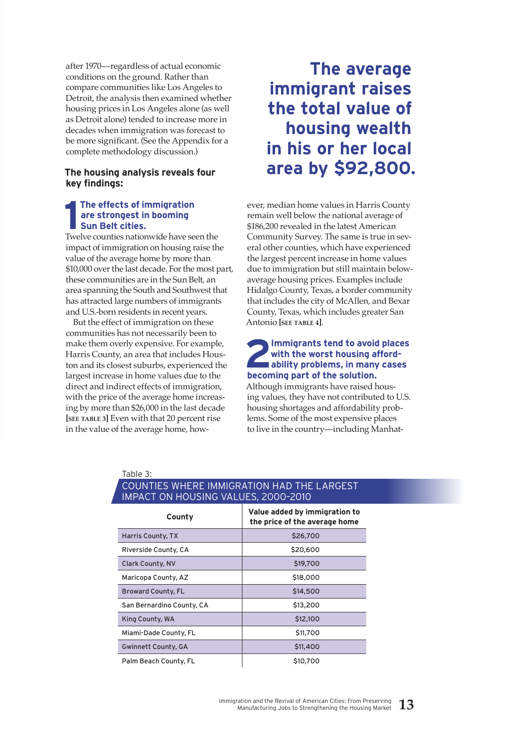after 1970—regardless of actual economic conditions on the ground. Rather than compare communities like Los Angeles to Detroit, the analysis then examined whether housing prices in Los Angeles alone (as well as Detroit alone) tended to increase more in decades when immigration was forecast to be more significant. (See the Appendix for a complete methodology discussion.)

**The average immigrant raises the total value of housing wealth in his or her local area by $92,800.**

### The housing analysis reveals four key findings:

#### 1 The effects of immigration are strongest in booming Sun Belt cities.

Twelve counties nationwide have seen the impact of immigration on housing raise the value of the average home by more than $10,000 over the last decade. For the most part, these communities are in the Sun Belt, an area spanning the South and Southwest that has attracted large numbers of immigrants and U.S.-born residents in recent years.

But the effect of immigration on these communities has not necessarily been to make them overly expensive. For example, Harris County, an area that includes Houston and its closest suburbs, experienced the largest increase in home values due to the direct and indirect effects of immigration, with the price of the average home increasing by more than $26,000 in the last decade [SEE TABLE 3] Even with that 20 percent rise in the value of the average home, however, median home values in Harris County remain well below the national average of $186,200 revealed in the latest American Community Survey. The same is true in several other counties, which have experienced the largest percent increase in home values due to immigration but still maintain below-average housing prices. Examples include Hidalgo County, Texas, a border community that includes the city of McAllen, and Bexar County, Texas, which includes greater San Antonio [SEE TABLE 4].

#### 2 Immigrants tend to avoid places with the worst housing affordability problems, in many cases becoming part of the solution.

Although immigrants have raised housing values, they have not contributed to U.S. housing shortages and affordability problems. Some of the most expensive places to live in the country—including Manhat-

Table 3:
COUNTIES WHERE IMMIGRATION HAD THE LARGEST IMPACT ON HOUSING VALUES, 2000–2010

| County | Value added by immigration to the price of the average home |
|---|---|
| Harris County, TX | $26,700 |
| Riverside County, CA | $20,600 |
| Clark County, NV | $19,700 |
| Maricopa County, AZ | $18,000 |
| Broward County, FL | $14,500 |
| San Bernardino County, CA | $13,200 |
| King County, WA | $12,100 |
| Miami-Dade County, FL | $11,700 |
| Gwinnett County, GA | $11,400 |
| Palm Beach County, FL | $10,700 |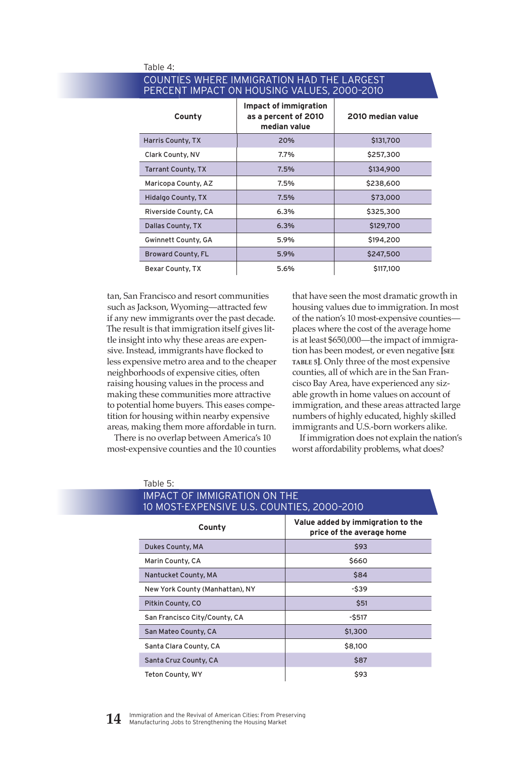Table 4:

### COUNTIES WHERE IMMIGRATION HAD THE LARGEST PERCENT IMPACT ON HOUSING VALUES, 2000-2010

| County | Impact of immigration as a percent of 2010 median value | 2010 median value |
|---|---|---|
| Harris County, TX | 20% | $131,700 |
| Clark County, NV | 7.7% | $257,300 |
| Tarrant County, TX | 7.5% | $134,900 |
| Maricopa County, AZ | 7.5% | $238,600 |
| Hidalgo County, TX | 7.5% | $73,000 |
| Riverside County, CA | 6.3% | $325,300 |
| Dallas County, TX | 6.3% | $129,700 |
| Gwinnett County, GA | 5.9% | $194,200 |
| Broward County, FL | 5.9% | $247,500 |
| Bexar County, TX | 5.6% | $117,100 |

tan, San Francisco and resort communities such as Jackson, Wyoming—attracted few if any new immigrants over the past decade. The result is that immigration itself gives little insight into why these areas are expensive. Instead, immigrants have flocked to less expensive metro area and to the cheaper neighborhoods of expensive cities, often raising housing values in the process and making these communities more attractive to potential home buyers. This eases competition for housing within nearby expensive areas, making them more affordable in turn.

There is no overlap between America's 10 most-expensive counties and the 10 counties that have seen the most dramatic growth in housing values due to immigration. In most of the nation's 10 most-expensive counties—places where the cost of the average home is at least $650,000—the impact of immigration has been modest, or even negative [SEE TABLE 5]. Only three of the most expensive counties, all of which are in the San Francisco Bay Area, have experienced any sizable growth in home values on account of immigration, and these areas attracted large numbers of highly educated, highly skilled immigrants and U.S.-born workers alike.

If immigration does not explain the nation's worst affordability problems, what does?

Table 5:

### IMPACT OF IMMIGRATION ON THE 10 MOST-EXPENSIVE U.S. COUNTIES, 2000-2010

| County | Value added by immigration to the price of the average home |
|---|---|
| Dukes County, MA | $93 |
| Marin County, CA | $660 |
| Nantucket County, MA | $84 |
| New York County (Manhattan), NY | -$39 |
| Pitkin County, CO | $51 |
| San Francisco City/County, CA | -$517 |
| San Mateo County, CA | $1,300 |
| Santa Clara County, CA | $8,100 |
| Santa Cruz County, CA | $87 |
| Teton County, WY | $93 |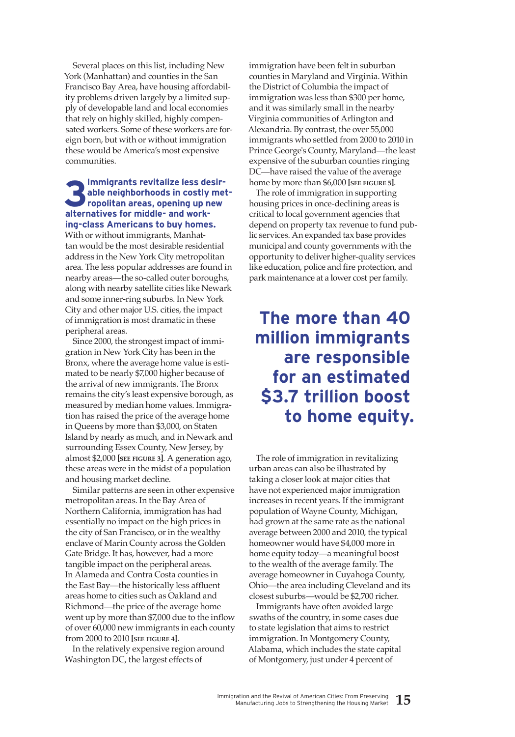Several places on this list, including New York (Manhattan) and counties in the San Francisco Bay Area, have housing affordability problems driven largely by a limited supply of developable land and local economies that rely on highly skilled, highly compensated workers. Some of these workers are foreign born, but with or without immigration these would be America's most expensive communities.

### 3 Immigrants revitalize less desirable neighborhoods in costly metropolitan areas, opening up new alternatives for middle- and working-class Americans to buy homes.

With or without immigrants, Manhattan would be the most desirable residential address in the New York City metropolitan area. The less popular addresses are found in nearby areas—the so-called outer boroughs, along with nearby satellite cities like Newark and some inner-ring suburbs. In New York City and other major U.S. cities, the impact of immigration is most dramatic in these peripheral areas.

Since 2000, the strongest impact of immigration in New York City has been in the Bronx, where the average home value is estimated to be nearly $7,000 higher because of the arrival of new immigrants. The Bronx remains the city's least expensive borough, as measured by median home values. Immigration has raised the price of the average home in Queens by more than $3,000, on Staten Island by nearly as much, and in Newark and surrounding Essex County, New Jersey, by almost $2,000 **[SEE FIGURE 3]**. A generation ago, these areas were in the midst of a population and housing market decline.

Similar patterns are seen in other expensive metropolitan areas. In the Bay Area of Northern California, immigration has had essentially no impact on the high prices in the city of San Francisco, or in the wealthy enclave of Marin County across the Golden Gate Bridge. It has, however, had a more tangible impact on the peripheral areas. In Alameda and Contra Costa counties in the East Bay—the historically less affluent areas home to cities such as Oakland and Richmond—the price of the average home went up by more than $7,000 due to the inflow of over 60,000 new immigrants in each county from 2000 to 2010 **[SEE FIGURE 4]**.

In the relatively expensive region around Washington DC, the largest effects of immigration have been felt in suburban counties in Maryland and Virginia. Within the District of Columbia the impact of immigration was less than $300 per home, and it was similarly small in the nearby Virginia communities of Arlington and Alexandria. By contrast, the over 55,000 immigrants who settled from 2000 to 2010 in Prince George's County, Maryland—the least expensive of the suburban counties ringing DC—have raised the value of the average home by more than $6,000 **[SEE FIGURE 5]**.

The role of immigration in supporting housing prices in once-declining areas is critical to local government agencies that depend on property tax revenue to fund public services. An expanded tax base provides municipal and county governments with the opportunity to deliver higher-quality services like education, police and fire protection, and park maintenance at a lower cost per family.

**The more than 40 million immigrants are responsible for an estimated $3.7 trillion boost to home equity.**

The role of immigration in revitalizing urban areas can also be illustrated by taking a closer look at major cities that have not experienced major immigration increases in recent years. If the immigrant population of Wayne County, Michigan, had grown at the same rate as the national average between 2000 and 2010, the typical homeowner would have $4,000 more in home equity today—a meaningful boost to the wealth of the average family. The average homeowner in Cuyahoga County, Ohio—the area including Cleveland and its closest suburbs—would be $2,700 richer.

Immigrants have often avoided large swaths of the country, in some cases due to state legislation that aims to restrict immigration. In Montgomery County, Alabama, which includes the state capital of Montgomery, just under 4 percent of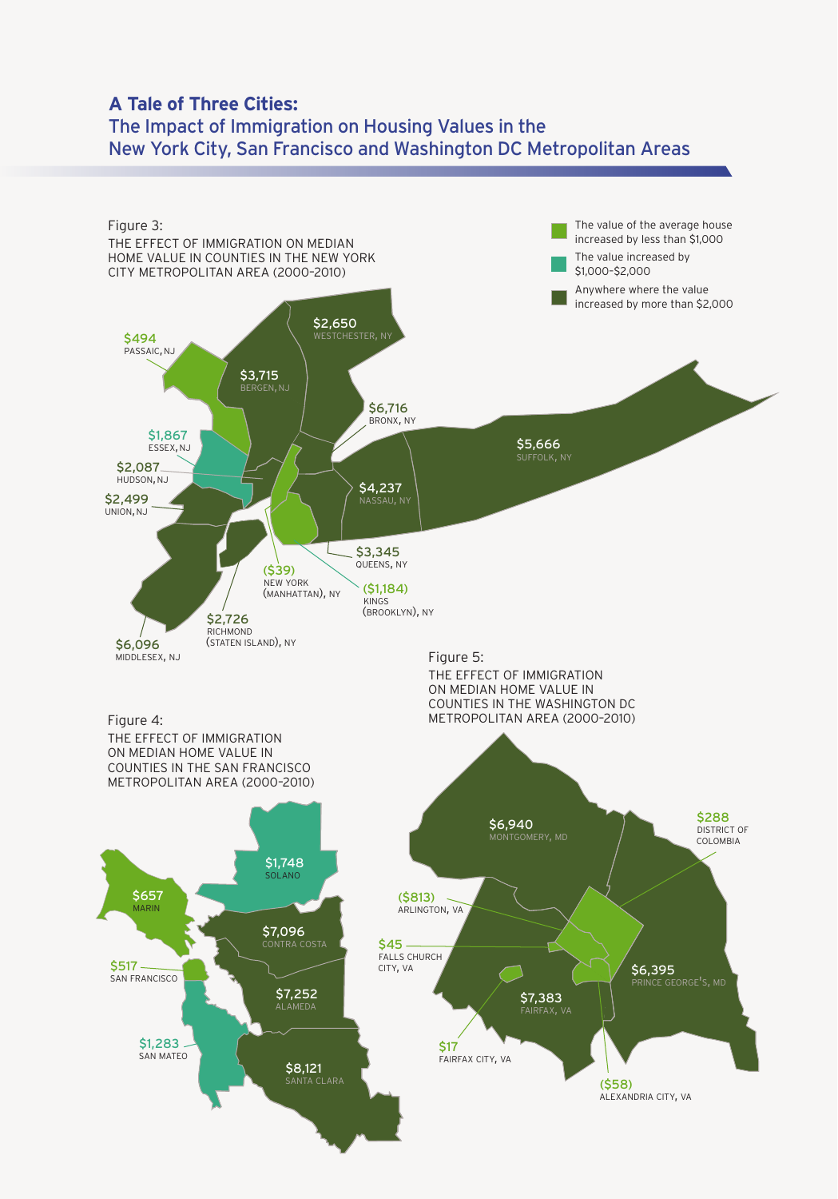# A Tale of Three Cities:

## The Impact of Immigration on Housing Values in the New York City, San Francisco and Washington DC Metropolitan Areas

Figure 3:

THE EFFECT OF IMMIGRATION ON MEDIAN HOME VALUE IN COUNTIES IN THE NEW YORK CITY METROPOLITAN AREA (2000-2010)

- The value of the average house increased by less than $1,000
- The value increased by $1,000-$2,000
- Anywhere where the value increased by more than $2,000

$494 PASSAIC, NJ

$3,715 BERGEN, NJ

$2,650 WESTCHESTER, NY

$6,716 BRONX, NY

$1,867 ESSEX, NJ

$2,087 HUDSON, NJ

$2,499 UNION, NJ

$5,666 SUFFOLK, NY

$4,237 NASSAU, NY

$3,345 QUEENS, NY

($39) NEW YORK (MANHATTAN), NY

($1,184) KINGS (BROOKLYN), NY

$2,726 RICHMOND (STATEN ISLAND), NY

$6,096 MIDDLESEX, NJ

Figure 4:

THE EFFECT OF IMMIGRATION ON MEDIAN HOME VALUE IN COUNTIES IN THE SAN FRANCISCO METROPOLITAN AREA (2000-2010)

$1,748 SOLANO

$657 MARIN

$7,096 CONTRA COSTA

$517 SAN FRANCISCO

$7,252 ALAMEDA

$1,283 SAN MATEO

$8,121 SANTA CLARA

Figure 5:

THE EFFECT OF IMMIGRATION ON MEDIAN HOME VALUE IN COUNTIES IN THE WASHINGTON DC METROPOLITAN AREA (2000-2010)

$6,940 MONTGOMERY, MD

$288 DISTRICT OF COLOMBIA

($813) ARLINGTON, VA

$45 FALLS CHURCH CITY, VA

$6,395 PRINCE GEORGE'S, MD

$7,383 FAIRFAX, VA

$17 FAIRFAX CITY, VA

($58) ALEXANDRIA CITY, VA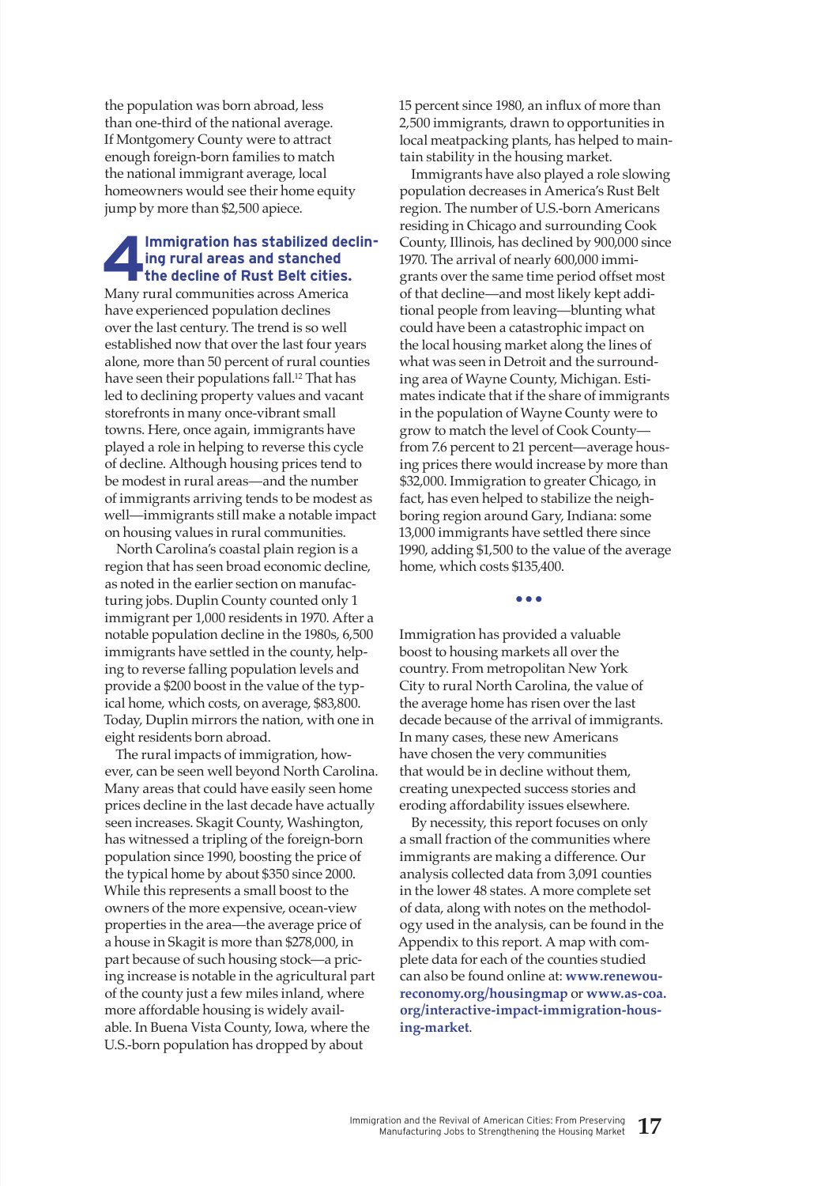the population was born abroad, less than one-third of the national average. If Montgomery County were to attract enough foreign-born families to match the national immigrant average, local homeowners would see their home equity jump by more than $2,500 apiece.

## 4 Immigration has stabilized declining rural areas and stanched the decline of Rust Belt cities.

Many rural communities across America have experienced population declines over the last century. The trend is so well established now that over the last four years alone, more than 50 percent of rural counties have seen their populations fall.[12] That has led to declining property values and vacant storefronts in many once-vibrant small towns. Here, once again, immigrants have played a role in helping to reverse this cycle of decline. Although housing prices tend to be modest in rural areas—and the number of immigrants arriving tends to be modest as well—immigrants still make a notable impact on housing values in rural communities.

North Carolina's coastal plain region is a region that has seen broad economic decline, as noted in the earlier section on manufacturing jobs. Duplin County counted only 1 immigrant per 1,000 residents in 1970. After a notable population decline in the 1980s, 6,500 immigrants have settled in the county, helping to reverse falling population levels and provide a $200 boost in the value of the typical home, which costs, on average, $83,800. Today, Duplin mirrors the nation, with one in eight residents born abroad.

The rural impacts of immigration, however, can be seen well beyond North Carolina. Many areas that could have easily seen home prices decline in the last decade have actually seen increases. Skagit County, Washington, has witnessed a tripling of the foreign-born population since 1990, boosting the price of the typical home by about $350 since 2000. While this represents a small boost to the owners of the more expensive, ocean-view properties in the area—the average price of a house in Skagit is more than $278,000, in part because of such housing stock—a pricing increase is notable in the agricultural part of the county just a few miles inland, where more affordable housing is widely available. In Buena Vista County, Iowa, where the U.S.-born population has dropped by about 15 percent since 1980, an influx of more than 2,500 immigrants, drawn to opportunities in local meatpacking plants, has helped to maintain stability in the housing market.

Immigrants have also played a role slowing population decreases in America's Rust Belt region. The number of U.S.-born Americans residing in Chicago and surrounding Cook County, Illinois, has declined by 900,000 since 1970. The arrival of nearly 600,000 immigrants over the same time period offset most of that decline—and most likely kept additional people from leaving—blunting what could have been a catastrophic impact on the local housing market along the lines of what was seen in Detroit and the surrounding area of Wayne County, Michigan. Estimates indicate that if the share of immigrants in the population of Wayne County were to grow to match the level of Cook County—from 7.6 percent to 21 percent—average housing prices there would increase by more than $32,000. Immigration to greater Chicago, in fact, has even helped to stabilize the neighboring region around Gary, Indiana: some 13,000 immigrants have settled there since 1990, adding $1,500 to the value of the average home, which costs $135,400.

• • •

Immigration has provided a valuable boost to housing markets all over the country. From metropolitan New York City to rural North Carolina, the value of the average home has risen over the last decade because of the arrival of immigrants. In many cases, these new Americans have chosen the very communities that would be in decline without them, creating unexpected success stories and eroding affordability issues elsewhere.

By necessity, this report focuses on only a small fraction of the communities where immigrants are making a difference. Our analysis collected data from 3,091 counties in the lower 48 states. A more complete set of data, along with notes on the methodology used in the analysis, can be found in the Appendix to this report. A map with complete data for each of the counties studied can also be found online at: **www.renewoureconomy.org/housingmap** or **www.as-coa.org/interactive-impact-immigration-housing-market**.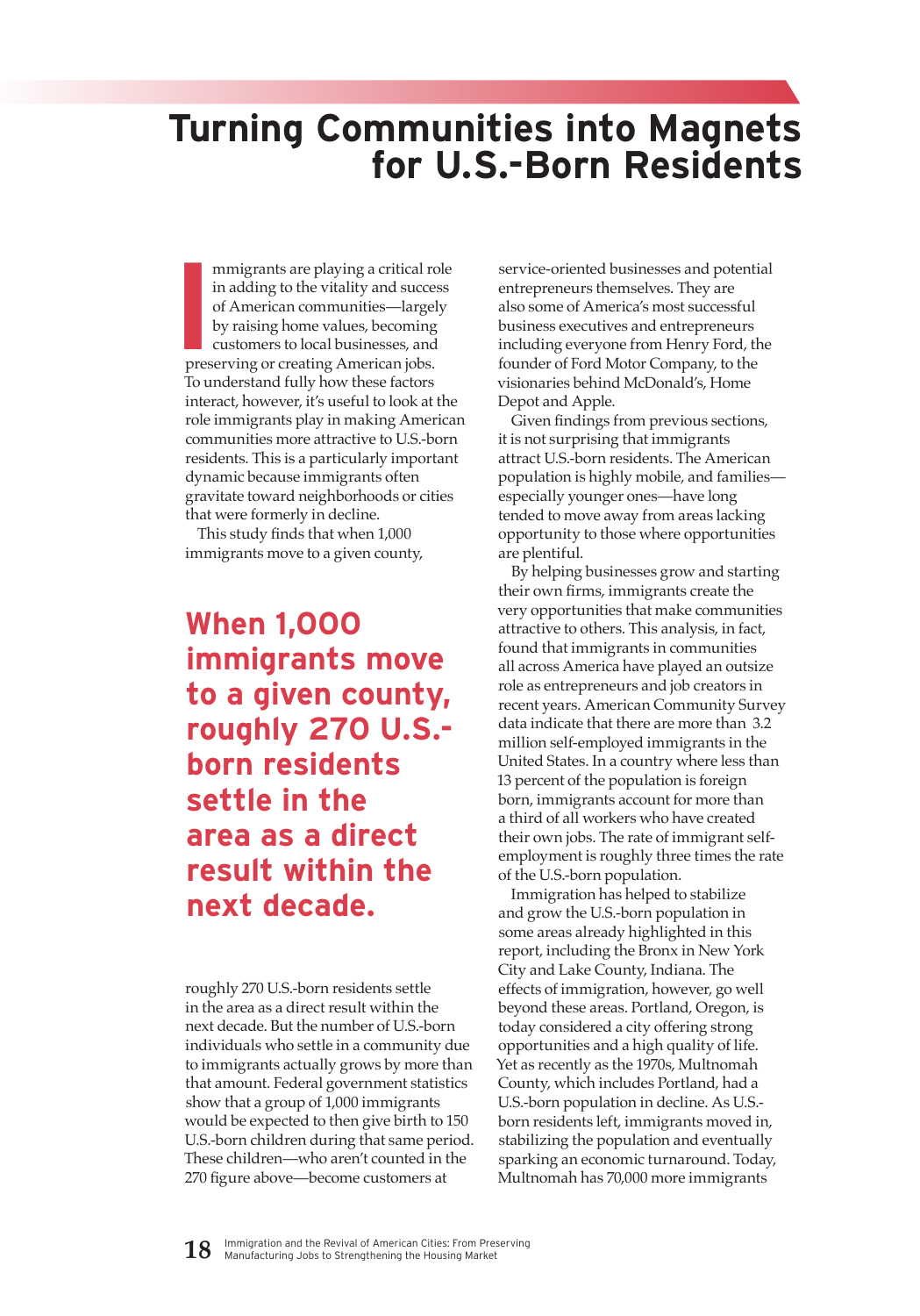# Turning Communities into Magnets for U.S.-Born Residents

Immigrants are playing a critical role in adding to the vitality and success of American communities—largely by raising home values, becoming customers to local businesses, and preserving or creating American jobs. To understand fully how these factors interact, however, it's useful to look at the role immigrants play in making American communities more attractive to U.S.-born residents. This is a particularly important dynamic because immigrants often gravitate toward neighborhoods or cities that were formerly in decline.

This study finds that when 1,000 immigrants move to a given county, roughly 270 U.S.-born residents settle in the area as a direct result within the next decade. But the number of U.S.-born individuals who settle in a community due to immigrants actually grows by more than that amount. Federal government statistics show that a group of 1,000 immigrants would be expected to then give birth to 150 U.S.-born children during that same period. These children—who aren't counted in the 270 figure above—become customers at service-oriented businesses and potential entrepreneurs themselves. They are also some of America's most successful business executives and entrepreneurs including everyone from Henry Ford, the founder of Ford Motor Company, to the visionaries behind McDonald's, Home Depot and Apple.

> **When 1,000 immigrants move to a given county, roughly 270 U.S.-born residents settle in the area as a direct result within the next decade.**

Given findings from previous sections, it is not surprising that immigrants attract U.S.-born residents. The American population is highly mobile, and families—especially younger ones—have long tended to move away from areas lacking opportunity to those where opportunities are plentiful.

By helping businesses grow and starting their own firms, immigrants create the very opportunities that make communities attractive to others. This analysis, in fact, found that immigrants in communities all across America have played an outsize role as entrepreneurs and job creators in recent years. American Community Survey data indicate that there are more than 3.2 million self-employed immigrants in the United States. In a country where less than 13 percent of the population is foreign born, immigrants account for more than a third of all workers who have created their own jobs. The rate of immigrant self-employment is roughly three times the rate of the U.S.-born population.

Immigration has helped to stabilize and grow the U.S.-born population in some areas already highlighted in this report, including the Bronx in New York City and Lake County, Indiana. The effects of immigration, however, go well beyond these areas. Portland, Oregon, is today considered a city offering strong opportunities and a high quality of life. Yet as recently as the 1970s, Multnomah County, which includes Portland, had a U.S.-born population in decline. As U.S.-born residents left, immigrants moved in, stabilizing the population and eventually sparking an economic turnaround. Today, Multnomah has 70,000 more immigrants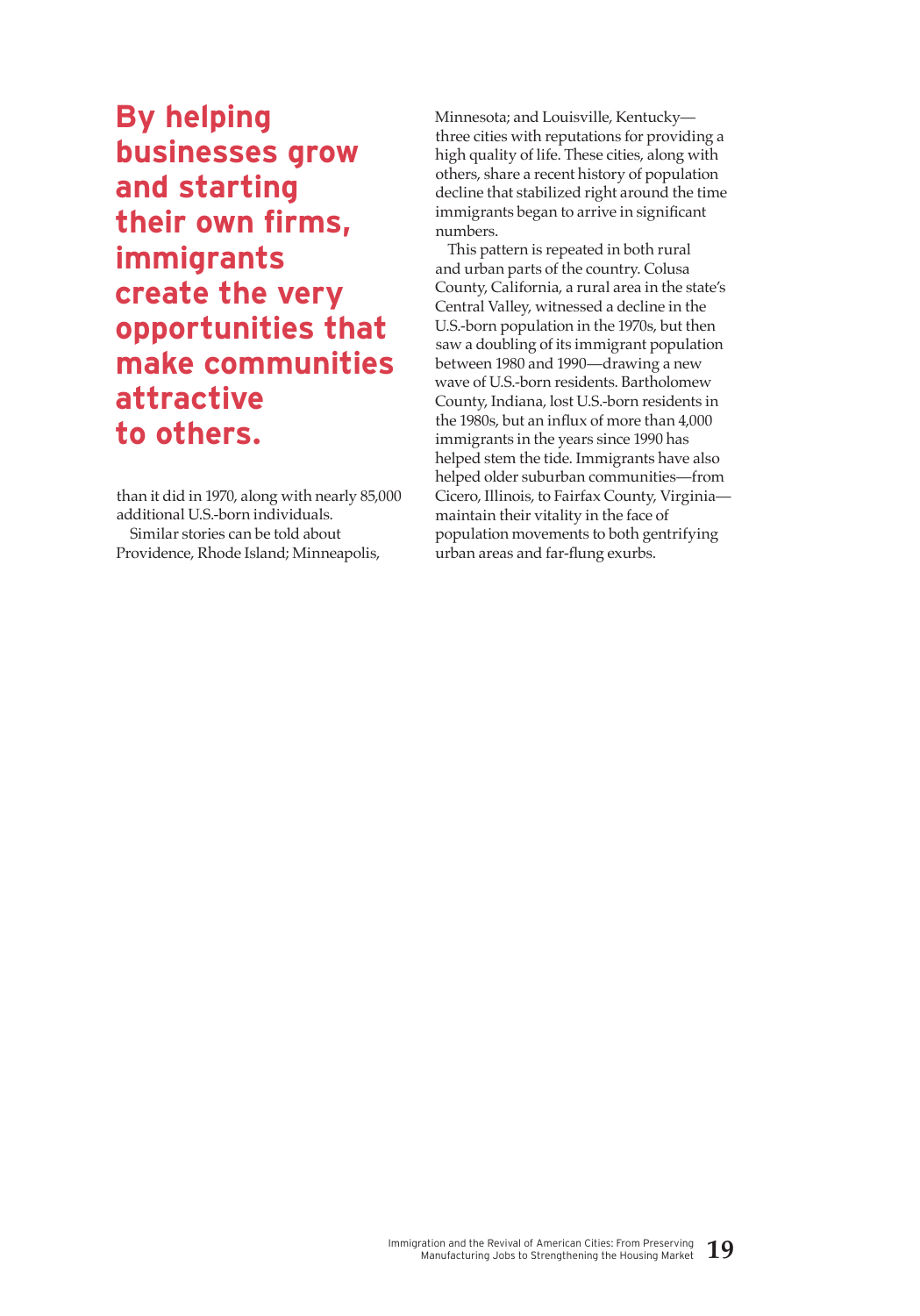**By helping businesses grow and starting their own firms, immigrants create the very opportunities that make communities attractive to others.**

than it did in 1970, along with nearly 85,000 additional U.S.-born individuals.

Similar stories can be told about Providence, Rhode Island; Minneapolis, Minnesota; and Louisville, Kentucky—three cities with reputations for providing a high quality of life. These cities, along with others, share a recent history of population decline that stabilized right around the time immigrants began to arrive in significant numbers.

This pattern is repeated in both rural and urban parts of the country. Colusa County, California, a rural area in the state's Central Valley, witnessed a decline in the U.S.-born population in the 1970s, but then saw a doubling of its immigrant population between 1980 and 1990—drawing a new wave of U.S.-born residents. Bartholomew County, Indiana, lost U.S.-born residents in the 1980s, but an influx of more than 4,000 immigrants in the years since 1990 has helped stem the tide. Immigrants have also helped older suburban communities—from Cicero, Illinois, to Fairfax County, Virginia—maintain their vitality in the face of population movements to both gentrifying urban areas and far-flung exurbs.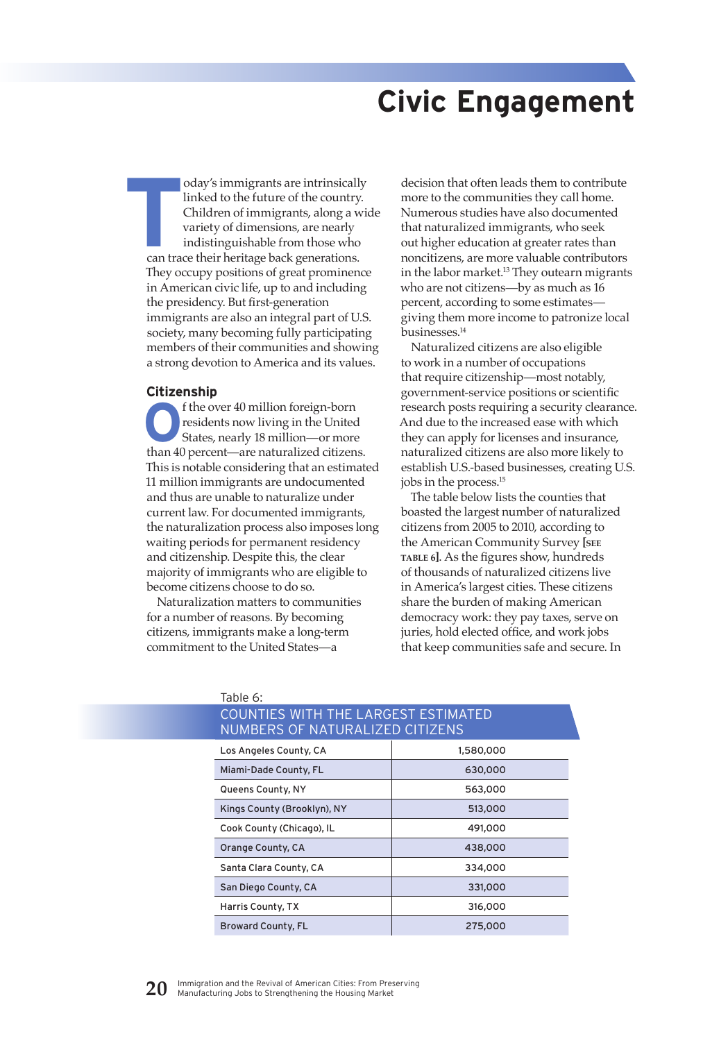# Civic Engagement

Today's immigrants are intrinsically linked to the future of the country. Children of immigrants, along a wide variety of dimensions, are nearly indistinguishable from those who can trace their heritage back generations. They occupy positions of great prominence in American civic life, up to and including the presidency. But first-generation immigrants are also an integral part of U.S. society, many becoming fully participating members of their communities and showing a strong devotion to America and its values.

## Citizenship

Of the over 40 million foreign-born residents now living in the United States, nearly 18 million—or more than 40 percent—are naturalized citizens. This is notable considering that an estimated 11 million immigrants are undocumented and thus are unable to naturalize under current law. For documented immigrants, the naturalization process also imposes long waiting periods for permanent residency and citizenship. Despite this, the clear majority of immigrants who are eligible to become citizens choose to do so.

Naturalization matters to communities for a number of reasons. By becoming citizens, immigrants make a long-term commitment to the United States—a decision that often leads them to contribute more to the communities they call home. Numerous studies have also documented that naturalized immigrants, who seek out higher education at greater rates than noncitizens, are more valuable contributors in the labor market.[13] They outearn migrants who are not citizens—by as much as 16 percent, according to some estimates—giving them more income to patronize local businesses.[14]

Naturalized citizens are also eligible to work in a number of occupations that require citizenship—most notably, government-service positions or scientific research posts requiring a security clearance. And due to the increased ease with which they can apply for licenses and insurance, naturalized citizens are also more likely to establish U.S.-based businesses, creating U.S. jobs in the process.[15]

The table below lists the counties that boasted the largest number of naturalized citizens from 2005 to 2010, according to the American Community Survey [SEE TABLE 6]. As the figures show, hundreds of thousands of naturalized citizens live in America's largest cities. These citizens share the burden of making American democracy work: they pay taxes, serve on juries, hold elected office, and work jobs that keep communities safe and secure. In

Table 6:
COUNTIES WITH THE LARGEST ESTIMATED NUMBERS OF NATURALIZED CITIZENS

| County | Naturalized Citizens |
|---|---|
| Los Angeles County, CA | 1,580,000 |
| Miami-Dade County, FL | 630,000 |
| Queens County, NY | 563,000 |
| Kings County (Brooklyn), NY | 513,000 |
| Cook County (Chicago), IL | 491,000 |
| Orange County, CA | 438,000 |
| Santa Clara County, CA | 334,000 |
| San Diego County, CA | 331,000 |
| Harris County, TX | 316,000 |
| Broward County, FL | 275,000 |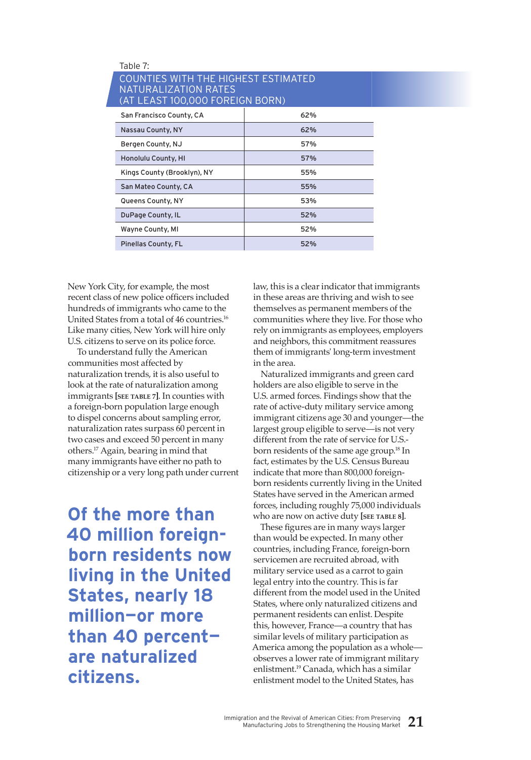Table 7:

COUNTIES WITH THE HIGHEST ESTIMATED NATURALIZATION RATES (AT LEAST 100,000 FOREIGN BORN)

| County | Rate |
|---|---|
| San Francisco County, CA | 62% |
| Nassau County, NY | 62% |
| Bergen County, NJ | 57% |
| Honolulu County, HI | 57% |
| Kings County (Brooklyn), NY | 55% |
| San Mateo County, CA | 55% |
| Queens County, NY | 53% |
| DuPage County, IL | 52% |
| Wayne County, MI | 52% |
| Pinellas County, FL | 52% |

New York City, for example, the most recent class of new police officers included hundreds of immigrants who came to the United States from a total of 46 countries.[16] Like many cities, New York will hire only U.S. citizens to serve on its police force.

To understand fully the American communities most affected by naturalization trends, it is also useful to look at the rate of naturalization among immigrants [SEE TABLE 7]. In counties with a foreign-born population large enough to dispel concerns about sampling error, naturalization rates surpass 60 percent in two cases and exceed 50 percent in many others.[17] Again, bearing in mind that many immigrants have either no path to citizenship or a very long path under current law, this is a clear indicator that immigrants in these areas are thriving and wish to see themselves as permanent members of the communities where they live. For those who rely on immigrants as employees, employers and neighbors, this commitment reassures them of immigrants' long-term investment in the area.

**Of the more than 40 million foreign-born residents now living in the United States, nearly 18 million—or more than 40 percent—are naturalized citizens.**

Naturalized immigrants and green card holders are also eligible to serve in the U.S. armed forces. Findings show that the rate of active-duty military service among immigrant citizens age 30 and younger—the largest group eligible to serve—is not very different from the rate of service for U.S.-born residents of the same age group.[18] In fact, estimates by the U.S. Census Bureau indicate that more than 800,000 foreign-born residents currently living in the United States have served in the American armed forces, including roughly 75,000 individuals who are now on active duty [SEE TABLE 8].

These figures are in many ways larger than would be expected. In many other countries, including France, foreign-born servicemen are recruited abroad, with military service used as a carrot to gain legal entry into the country. This is far different from the model used in the United States, where only naturalized citizens and permanent residents can enlist. Despite this, however, France—a country that has similar levels of military participation as America among the population as a whole—observes a lower rate of immigrant military enlistment.[19] Canada, which has a similar enlistment model to the United States, has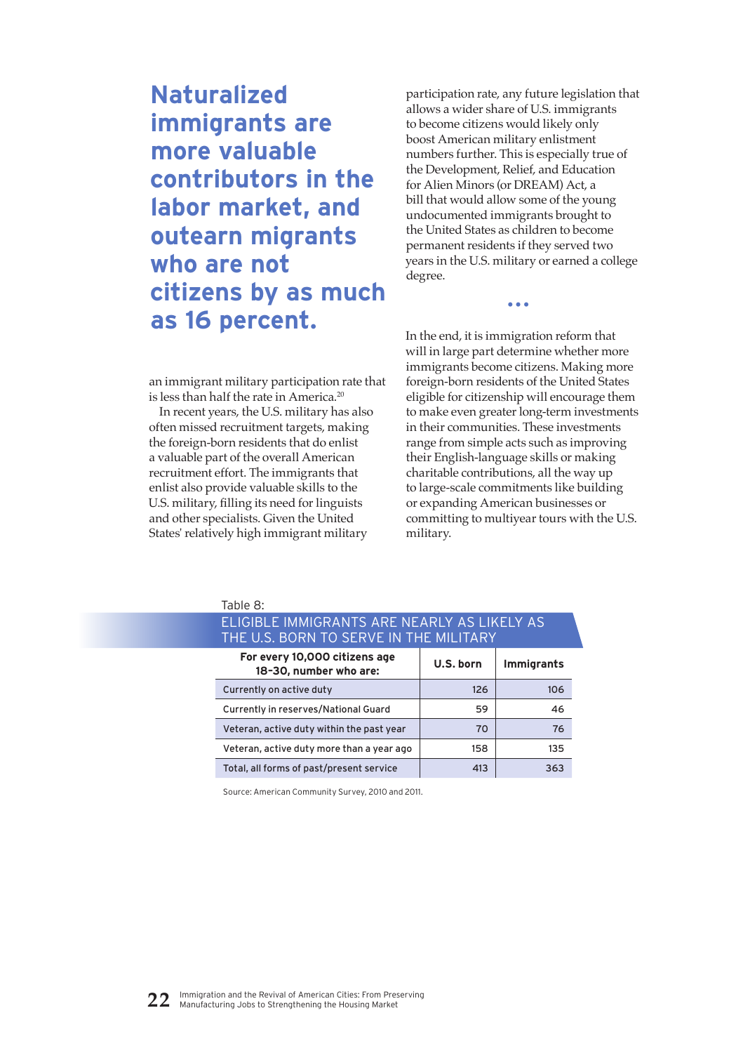> **Naturalized immigrants are more valuable contributors in the labor market, and outearn migrants who are not citizens by as much as 16 percent.**

an immigrant military participation rate that is less than half the rate in America.[20]

In recent years, the U.S. military has also often missed recruitment targets, making the foreign-born residents that do enlist a valuable part of the overall American recruitment effort. The immigrants that enlist also provide valuable skills to the U.S. military, filling its need for linguists and other specialists. Given the United States' relatively high immigrant military participation rate, any future legislation that allows a wider share of U.S. immigrants to become citizens would likely only boost American military enlistment numbers further. This is especially true of the Development, Relief, and Education for Alien Minors (or DREAM) Act, a bill that would allow some of the young undocumented immigrants brought to the United States as children to become permanent residents if they served two years in the U.S. military or earned a college degree.

• • •

In the end, it is immigration reform that will in large part determine whether more immigrants become citizens. Making more foreign-born residents of the United States eligible for citizenship will encourage them to make even greater long-term investments in their communities. These investments range from simple acts such as improving their English-language skills or making charitable contributions, all the way up to large-scale commitments like building or expanding American businesses or committing to multiyear tours with the U.S. military.

Table 8:
ELIGIBLE IMMIGRANTS ARE NEARLY AS LIKELY AS THE U.S. BORN TO SERVE IN THE MILITARY

| For every 10,000 citizens age 18–30, number who are: | U.S. born | Immigrants |
|---|---|---|
| Currently on active duty | 126 | 106 |
| Currently in reserves/National Guard | 59 | 46 |
| Veteran, active duty within the past year | 70 | 76 |
| Veteran, active duty more than a year ago | 158 | 135 |
| Total, all forms of past/present service | 413 | 363 |

Source: American Community Survey, 2010 and 2011.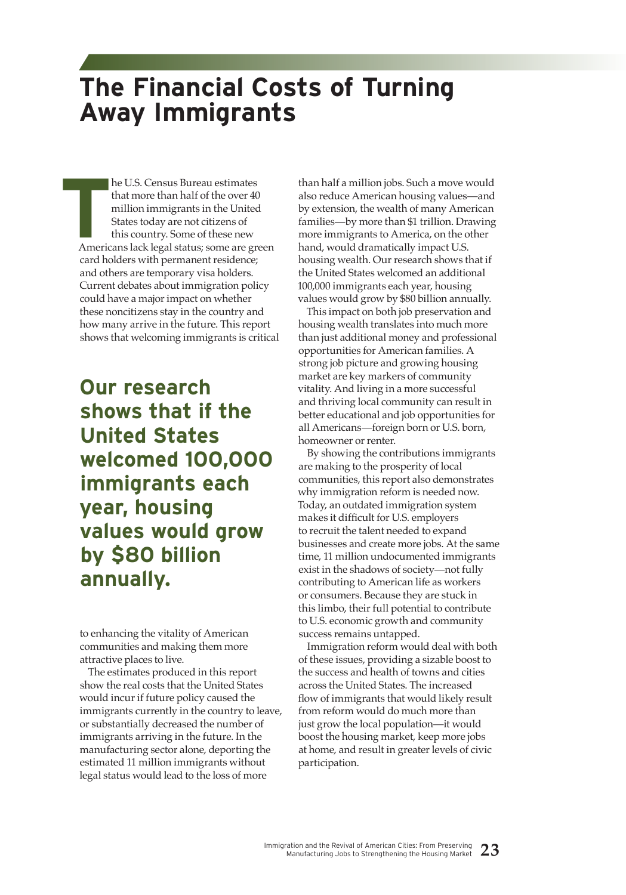# The Financial Costs of Turning Away Immigrants

The U.S. Census Bureau estimates that more than half of the over 40 million immigrants in the United States today are not citizens of this country. Some of these new Americans lack legal status; some are green card holders with permanent residence; and others are temporary visa holders. Current debates about immigration policy could have a major impact on whether these noncitizens stay in the country and how many arrive in the future. This report shows that welcoming immigrants is critical to enhancing the vitality of American communities and making them more attractive places to live.

**Our research shows that if the United States welcomed 100,000 immigrants each year, housing values would grow by $80 billion annually.**

The estimates produced in this report show the real costs that the United States would incur if future policy caused the immigrants currently in the country to leave, or substantially decreased the number of immigrants arriving in the future. In the manufacturing sector alone, deporting the estimated 11 million immigrants without legal status would lead to the loss of more than half a million jobs. Such a move would also reduce American housing values—and by extension, the wealth of many American families—by more than $1 trillion. Drawing more immigrants to America, on the other hand, would dramatically impact U.S. housing wealth. Our research shows that if the United States welcomed an additional 100,000 immigrants each year, housing values would grow by $80 billion annually.

This impact on both job preservation and housing wealth translates into much more than just additional money and professional opportunities for American families. A strong job picture and growing housing market are key markers of community vitality. And living in a more successful and thriving local community can result in better educational and job opportunities for all Americans—foreign born or U.S. born, homeowner or renter.

By showing the contributions immigrants are making to the prosperity of local communities, this report also demonstrates why immigration reform is needed now. Today, an outdated immigration system makes it difficult for U.S. employers to recruit the talent needed to expand businesses and create more jobs. At the same time, 11 million undocumented immigrants exist in the shadows of society—not fully contributing to American life as workers or consumers. Because they are stuck in this limbo, their full potential to contribute to U.S. economic growth and community success remains untapped.

Immigration reform would deal with both of these issues, providing a sizable boost to the success and health of towns and cities across the United States. The increased flow of immigrants that would likely result from reform would do much more than just grow the local population—it would boost the housing market, keep more jobs at home, and result in greater levels of civic participation.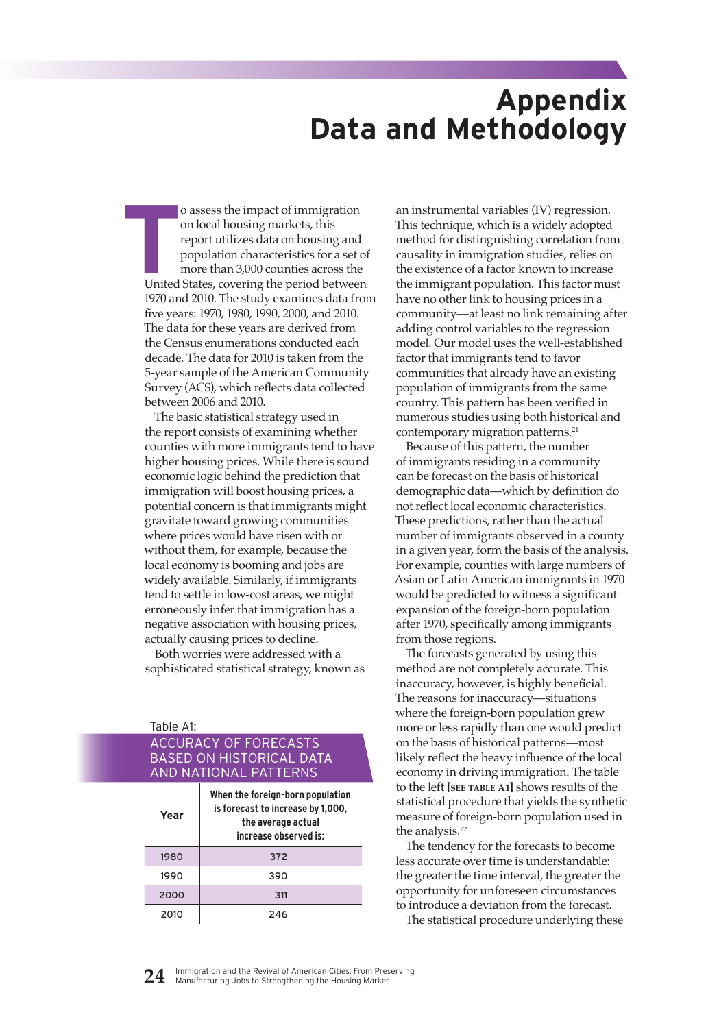# Appendix
# Data and Methodology

To assess the impact of immigration on local housing markets, this report utilizes data on housing and population characteristics for a set of more than 3,000 counties across the United States, covering the period between 1970 and 2010. The study examines data from five years: 1970, 1980, 1990, 2000, and 2010. The data for these years are derived from the Census enumerations conducted each decade. The data for 2010 is taken from the 5-year sample of the American Community Survey (ACS), which reflects data collected between 2006 and 2010.

The basic statistical strategy used in the report consists of examining whether counties with more immigrants tend to have higher housing prices. While there is sound economic logic behind the prediction that immigration will boost housing prices, a potential concern is that immigrants might gravitate toward growing communities where prices would have risen with or without them, for example, because the local economy is booming and jobs are widely available. Similarly, if immigrants tend to settle in low-cost areas, we might erroneously infer that immigration has a negative association with housing prices, actually causing prices to decline.

Both worries were addressed with a sophisticated statistical strategy, known as an instrumental variables (IV) regression. This technique, which is a widely adopted method for distinguishing correlation from causality in immigration studies, relies on the existence of a factor known to increase the immigrant population. This factor must have no other link to housing prices in a community—at least no link remaining after adding control variables to the regression model. Our model uses the well-established factor that immigrants tend to favor communities that already have an existing population of immigrants from the same country. This pattern has been verified in numerous studies using both historical and contemporary migration patterns.[21]

Because of this pattern, the number of immigrants residing in a community can be forecast on the basis of historical demographic data—which by definition do not reflect local economic characteristics. These predictions, rather than the actual number of immigrants observed in a county in a given year, form the basis of the analysis. For example, counties with large numbers of Asian or Latin American immigrants in 1970 would be predicted to witness a significant expansion of the foreign-born population after 1970, specifically among immigrants from those regions.

The forecasts generated by using this method are not completely accurate. This inaccuracy, however, is highly beneficial. The reasons for inaccuracy—situations where the foreign-born population grew more or less rapidly than one would predict on the basis of historical patterns—most likely reflect the heavy influence of the local economy in driving immigration. The table to the left **[SEE TABLE A1]** shows results of the statistical procedure that yields the synthetic measure of foreign-born population used in the analysis.[22]

The tendency for the forecasts to become less accurate over time is understandable: the greater the time interval, the greater the opportunity for unforeseen circumstances to introduce a deviation from the forecast.

The statistical procedure underlying these

Table A1:
ACCURACY OF FORECASTS BASED ON HISTORICAL DATA AND NATIONAL PATTERNS

| Year | When the foreign-born population is forecast to increase by 1,000, the average actual increase observed is: |
|---|---|
| 1980 | 372 |
| 1990 | 390 |
| 2000 | 311 |
| 2010 | 246 |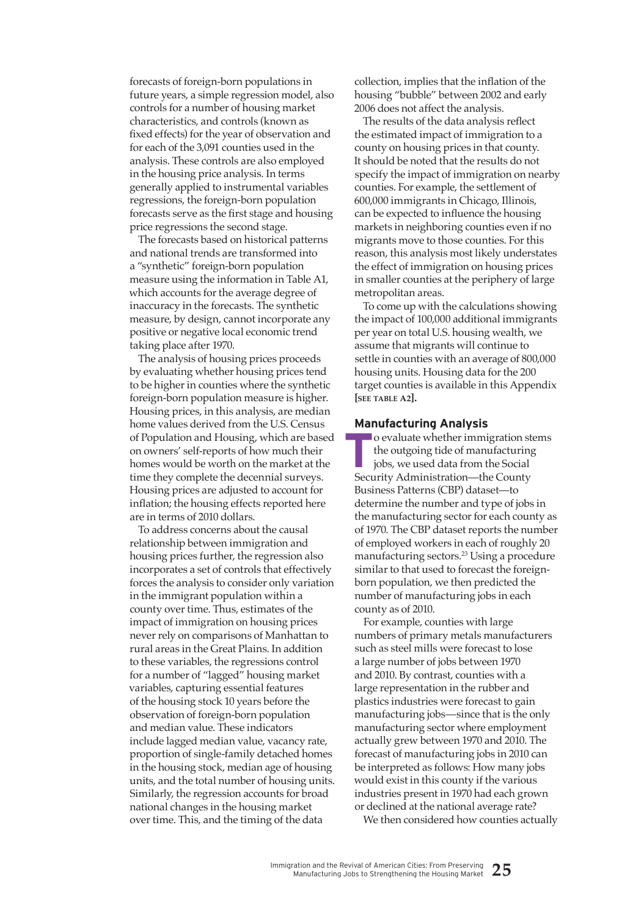forecasts of foreign-born populations in future years, a simple regression model, also controls for a number of housing market characteristics, and controls (known as fixed effects) for the year of observation and for each of the 3,091 counties used in the analysis. These controls are also employed in the housing price analysis. In terms generally applied to instrumental variables regressions, the foreign-born population forecasts serve as the first stage and housing price regressions the second stage.

The forecasts based on historical patterns and national trends are transformed into a "synthetic" foreign-born population measure using the information in Table A1, which accounts for the average degree of inaccuracy in the forecasts. The synthetic measure, by design, cannot incorporate any positive or negative local economic trend taking place after 1970.

The analysis of housing prices proceeds by evaluating whether housing prices tend to be higher in counties where the synthetic foreign-born population measure is higher. Housing prices, in this analysis, are median home values derived from the U.S. Census of Population and Housing, which are based on owners' self-reports of how much their homes would be worth on the market at the time they complete the decennial surveys. Housing prices are adjusted to account for inflation; the housing effects reported here are in terms of 2010 dollars.

To address concerns about the causal relationship between immigration and housing prices further, the regression also incorporates a set of controls that effectively forces the analysis to consider only variation in the immigrant population within a county over time. Thus, estimates of the impact of immigration on housing prices never rely on comparisons of Manhattan to rural areas in the Great Plains. In addition to these variables, the regressions control for a number of "lagged" housing market variables, capturing essential features of the housing stock 10 years before the observation of foreign-born population and median value. These indicators include lagged median value, vacancy rate, proportion of single-family detached homes in the housing stock, median age of housing units, and the total number of housing units. Similarly, the regression accounts for broad national changes in the housing market over time. This, and the timing of the data collection, implies that the inflation of the housing "bubble" between 2002 and early 2006 does not affect the analysis.

The results of the data analysis reflect the estimated impact of immigration to a county on housing prices in that county. It should be noted that the results do not specify the impact of immigration on nearby counties. For example, the settlement of 600,000 immigrants in Chicago, Illinois, can be expected to influence the housing markets in neighboring counties even if no migrants move to those counties. For this reason, this analysis most likely understates the effect of immigration on housing prices in smaller counties at the periphery of large metropolitan areas.

To come up with the calculations showing the impact of 100,000 additional immigrants per year on total U.S. housing wealth, we assume that migrants will continue to settle in counties with an average of 800,000 housing units. Housing data for the 200 target counties is available in this Appendix **[SEE TABLE A2]**.

## Manufacturing Analysis

To evaluate whether immigration stems the outgoing tide of manufacturing jobs, we used data from the Social Security Administration—the County Business Patterns (CBP) dataset—to determine the number and type of jobs in the manufacturing sector for each county as of 1970. The CBP dataset reports the number of employed workers in each of roughly 20 manufacturing sectors.[23] Using a procedure similar to that used to forecast the foreign-born population, we then predicted the number of manufacturing jobs in each county as of 2010.

For example, counties with large numbers of primary metals manufacturers such as steel mills were forecast to lose a large number of jobs between 1970 and 2010. By contrast, counties with a large representation in the rubber and plastics industries were forecast to gain manufacturing jobs—since that is the only manufacturing sector where employment actually grew between 1970 and 2010. The forecast of manufacturing jobs in 2010 can be interpreted as follows: How many jobs would exist in this county if the various industries present in 1970 had each grown or declined at the national average rate?

We then considered how counties actually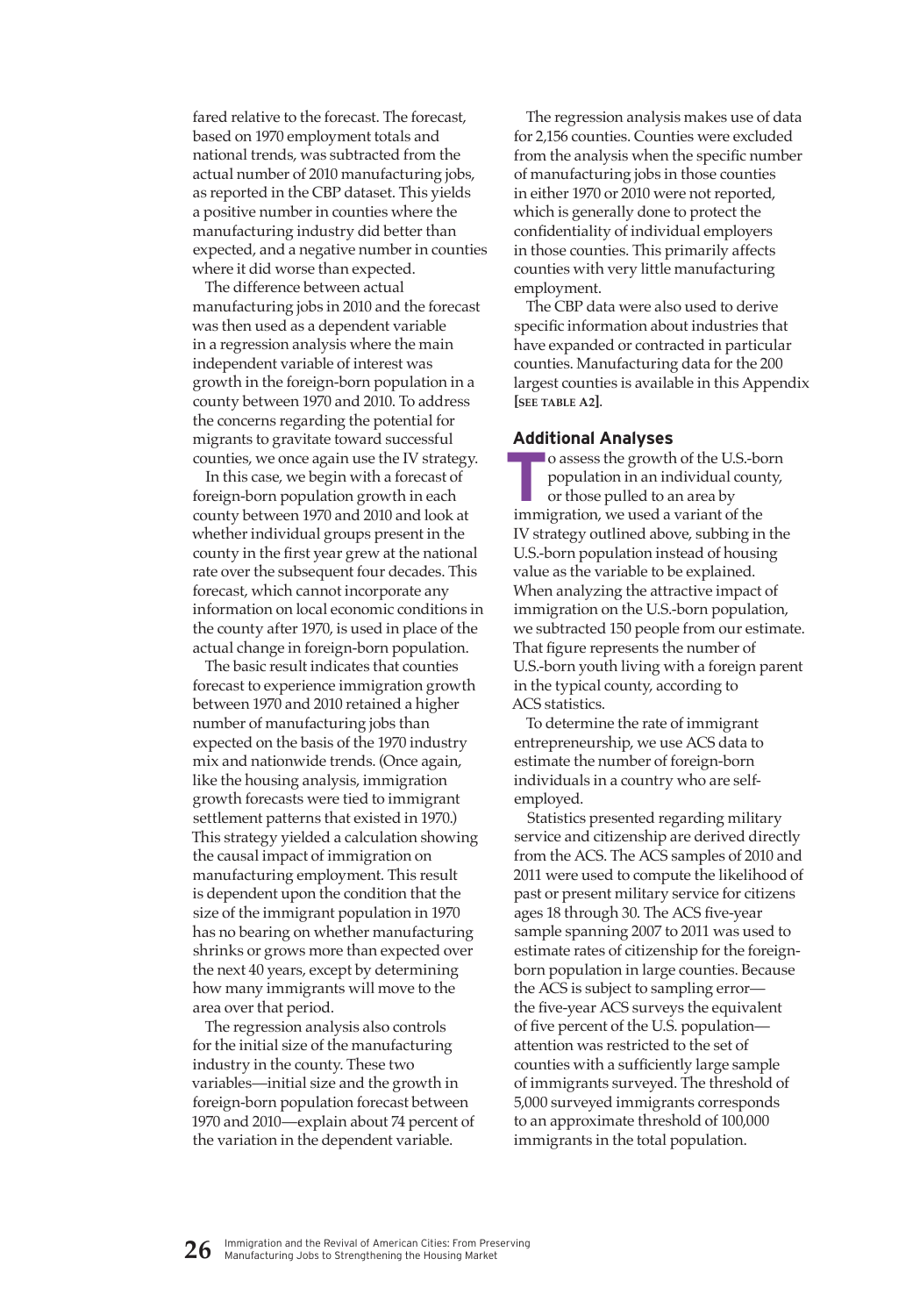fared relative to the forecast. The forecast, based on 1970 employment totals and national trends, was subtracted from the actual number of 2010 manufacturing jobs, as reported in the CBP dataset. This yields a positive number in counties where the manufacturing industry did better than expected, and a negative number in counties where it did worse than expected.

The difference between actual manufacturing jobs in 2010 and the forecast was then used as a dependent variable in a regression analysis where the main independent variable of interest was growth in the foreign-born population in a county between 1970 and 2010. To address the concerns regarding the potential for migrants to gravitate toward successful counties, we once again use the IV strategy.

In this case, we begin with a forecast of foreign-born population growth in each county between 1970 and 2010 and look at whether individual groups present in the county in the first year grew at the national rate over the subsequent four decades. This forecast, which cannot incorporate any information on local economic conditions in the county after 1970, is used in place of the actual change in foreign-born population.

The basic result indicates that counties forecast to experience immigration growth between 1970 and 2010 retained a higher number of manufacturing jobs than expected on the basis of the 1970 industry mix and nationwide trends. (Once again, like the housing analysis, immigration growth forecasts were tied to immigrant settlement patterns that existed in 1970.) This strategy yielded a calculation showing the causal impact of immigration on manufacturing employment. This result is dependent upon the condition that the size of the immigrant population in 1970 has no bearing on whether manufacturing shrinks or grows more than expected over the next 40 years, except by determining how many immigrants will move to the area over that period.

The regression analysis also controls for the initial size of the manufacturing industry in the county. These two variables—initial size and the growth in foreign-born population forecast between 1970 and 2010—explain about 74 percent of the variation in the dependent variable.

The regression analysis makes use of data for 2,156 counties. Counties were excluded from the analysis when the specific number of manufacturing jobs in those counties in either 1970 or 2010 were not reported, which is generally done to protect the confidentiality of individual employers in those counties. This primarily affects counties with very little manufacturing employment.

The CBP data were also used to derive specific information about industries that have expanded or contracted in particular counties. Manufacturing data for the 200 largest counties is available in this Appendix **[SEE TABLE A2]**.

## Additional Analyses

To assess the growth of the U.S.-born population in an individual county, or those pulled to an area by immigration, we used a variant of the IV strategy outlined above, subbing in the U.S.-born population instead of housing value as the variable to be explained. When analyzing the attractive impact of immigration on the U.S.-born population, we subtracted 150 people from our estimate. That figure represents the number of U.S.-born youth living with a foreign parent in the typical county, according to ACS statistics.

To determine the rate of immigrant entrepreneurship, we use ACS data to estimate the number of foreign-born individuals in a country who are self-employed.

Statistics presented regarding military service and citizenship are derived directly from the ACS. The ACS samples of 2010 and 2011 were used to compute the likelihood of past or present military service for citizens ages 18 through 30. The ACS five-year sample spanning 2007 to 2011 was used to estimate rates of citizenship for the foreign-born population in large counties. Because the ACS is subject to sampling error—the five-year ACS surveys the equivalent of five percent of the U.S. population—attention was restricted to the set of counties with a sufficiently large sample of immigrants surveyed. The threshold of 5,000 surveyed immigrants corresponds to an approximate threshold of 100,000 immigrants in the total population.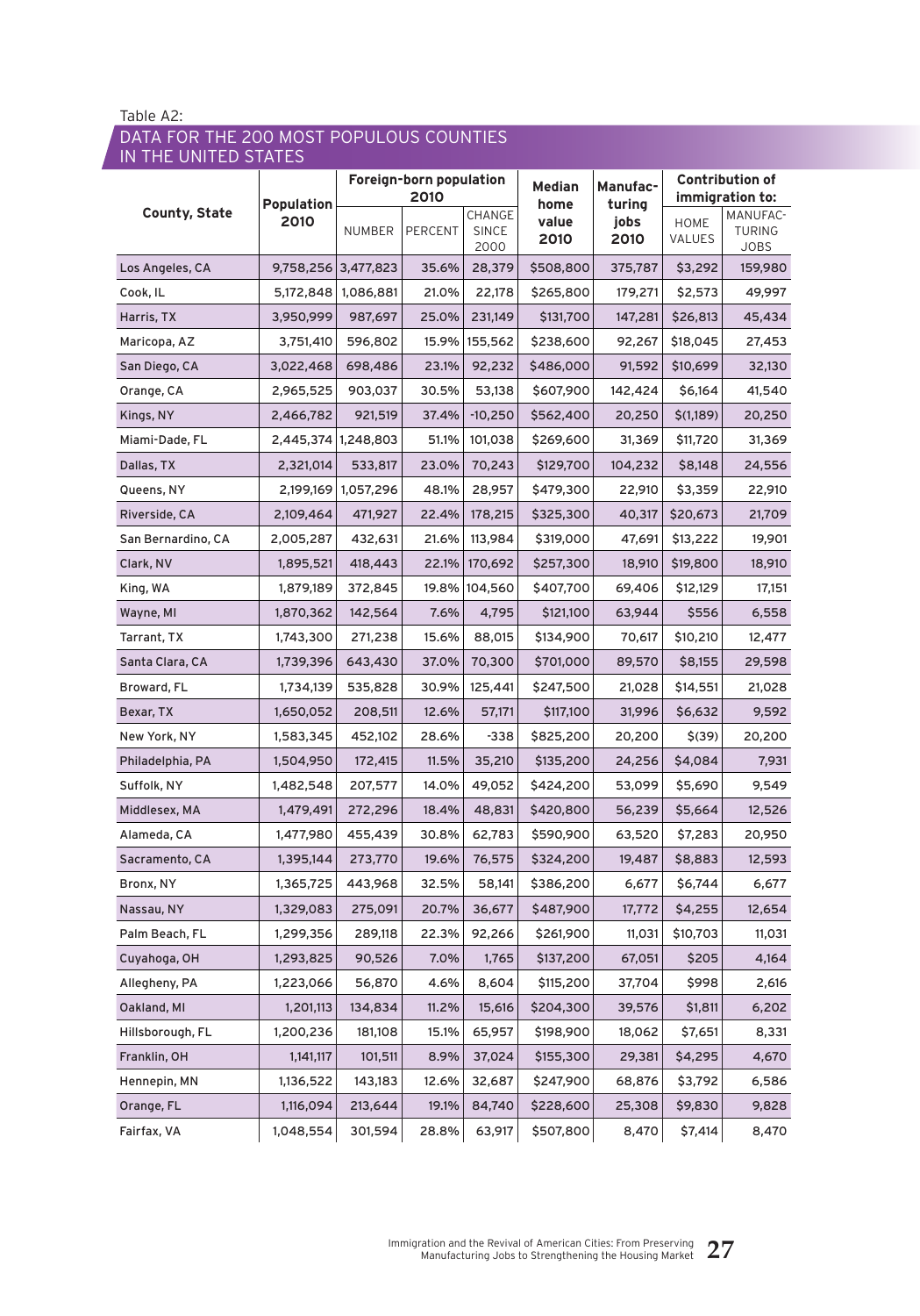Table A2:

## DATA FOR THE 200 MOST POPULOUS COUNTIES IN THE UNITED STATES

| County, State | Population 2010 | Foreign-born population 2010 | | | Median home value 2010 | Manufacturing jobs 2010 | Contribution of immigration to: | |
|---|---|---|---|---|---|---|---|---|
| | | NUMBER | PERCENT | CHANGE SINCE 2000 | | | HOME VALUES | MANUFACTURING JOBS |
| Los Angeles, CA | 9,758,256 | 3,477,823 | 35.6% | 28,379 | $508,800 | 375,787 | $3,292 | 159,980 |
| Cook, IL | 5,172,848 | 1,086,881 | 21.0% | 22,178 | $265,800 | 179,271 | $2,573 | 49,997 |
| Harris, TX | 3,950,999 | 987,697 | 25.0% | 231,149 | $131,700 | 147,281 | $26,813 | 45,434 |
| Maricopa, AZ | 3,751,410 | 596,802 | 15.9% | 155,562 | $238,600 | 92,267 | $18,045 | 27,453 |
| San Diego, CA | 3,022,468 | 698,486 | 23.1% | 92,232 | $486,000 | 91,592 | $10,699 | 32,130 |
| Orange, CA | 2,965,525 | 903,037 | 30.5% | 53,138 | $607,900 | 142,424 | $6,164 | 41,540 |
| Kings, NY | 2,466,782 | 921,519 | 37.4% | -10,250 | $562,400 | 20,250 | $(1,189) | 20,250 |
| Miami-Dade, FL | 2,445,374 | 1,248,803 | 51.1% | 101,038 | $269,600 | 31,369 | $11,720 | 31,369 |
| Dallas, TX | 2,321,014 | 533,817 | 23.0% | 70,243 | $129,700 | 104,232 | $8,148 | 24,556 |
| Queens, NY | 2,199,169 | 1,057,296 | 48.1% | 28,957 | $479,300 | 22,910 | $3,359 | 22,910 |
| Riverside, CA | 2,109,464 | 471,927 | 22.4% | 178,215 | $325,300 | 40,317 | $20,673 | 21,709 |
| San Bernardino, CA | 2,005,287 | 432,631 | 21.6% | 113,984 | $319,000 | 47,691 | $13,222 | 19,901 |
| Clark, NV | 1,895,521 | 418,443 | 22.1% | 170,692 | $257,300 | 18,910 | $19,800 | 18,910 |
| King, WA | 1,879,189 | 372,845 | 19.8% | 104,560 | $407,700 | 69,406 | $12,129 | 17,151 |
| Wayne, MI | 1,870,362 | 142,564 | 7.6% | 4,795 | $121,100 | 63,944 | $556 | 6,558 |
| Tarrant, TX | 1,743,300 | 271,238 | 15.6% | 88,015 | $134,900 | 70,617 | $10,210 | 12,477 |
| Santa Clara, CA | 1,739,396 | 643,430 | 37.0% | 70,300 | $701,000 | 89,570 | $8,155 | 29,598 |
| Broward, FL | 1,734,139 | 535,828 | 30.9% | 125,441 | $247,500 | 21,028 | $14,551 | 21,028 |
| Bexar, TX | 1,650,052 | 208,511 | 12.6% | 57,171 | $117,100 | 31,996 | $6,632 | 9,592 |
| New York, NY | 1,583,345 | 452,102 | 28.6% | -338 | $825,200 | 20,200 | $(39) | 20,200 |
| Philadelphia, PA | 1,504,950 | 172,415 | 11.5% | 35,210 | $135,200 | 24,256 | $4,084 | 7,931 |
| Suffolk, NY | 1,482,548 | 207,577 | 14.0% | 49,052 | $424,200 | 53,099 | $5,690 | 9,549 |
| Middlesex, MA | 1,479,491 | 272,296 | 18.4% | 48,831 | $420,800 | 56,239 | $5,664 | 12,526 |
| Alameda, CA | 1,477,980 | 455,439 | 30.8% | 62,783 | $590,900 | 63,520 | $7,283 | 20,950 |
| Sacramento, CA | 1,395,144 | 273,770 | 19.6% | 76,575 | $324,200 | 19,487 | $8,883 | 12,593 |
| Bronx, NY | 1,365,725 | 443,968 | 32.5% | 58,141 | $386,200 | 6,677 | $6,744 | 6,677 |
| Nassau, NY | 1,329,083 | 275,091 | 20.7% | 36,677 | $487,900 | 17,772 | $4,255 | 12,654 |
| Palm Beach, FL | 1,299,356 | 289,118 | 22.3% | 92,266 | $261,900 | 11,031 | $10,703 | 11,031 |
| Cuyahoga, OH | 1,293,825 | 90,526 | 7.0% | 1,765 | $137,200 | 67,051 | $205 | 4,164 |
| Allegheny, PA | 1,223,066 | 56,870 | 4.6% | 8,604 | $115,200 | 37,704 | $998 | 2,616 |
| Oakland, MI | 1,201,113 | 134,834 | 11.2% | 15,616 | $204,300 | 39,576 | $1,811 | 6,202 |
| Hillsborough, FL | 1,200,236 | 181,108 | 15.1% | 65,957 | $198,900 | 18,062 | $7,651 | 8,331 |
| Franklin, OH | 1,141,117 | 101,511 | 8.9% | 37,024 | $155,300 | 29,381 | $4,295 | 4,670 |
| Hennepin, MN | 1,136,522 | 143,183 | 12.6% | 32,687 | $247,900 | 68,876 | $3,792 | 6,586 |
| Orange, FL | 1,116,094 | 213,644 | 19.1% | 84,740 | $228,600 | 25,308 | $9,830 | 9,828 |
| Fairfax, VA | 1,048,554 | 301,594 | 28.8% | 63,917 | $507,800 | 8,470 | $7,414 | 8,470 |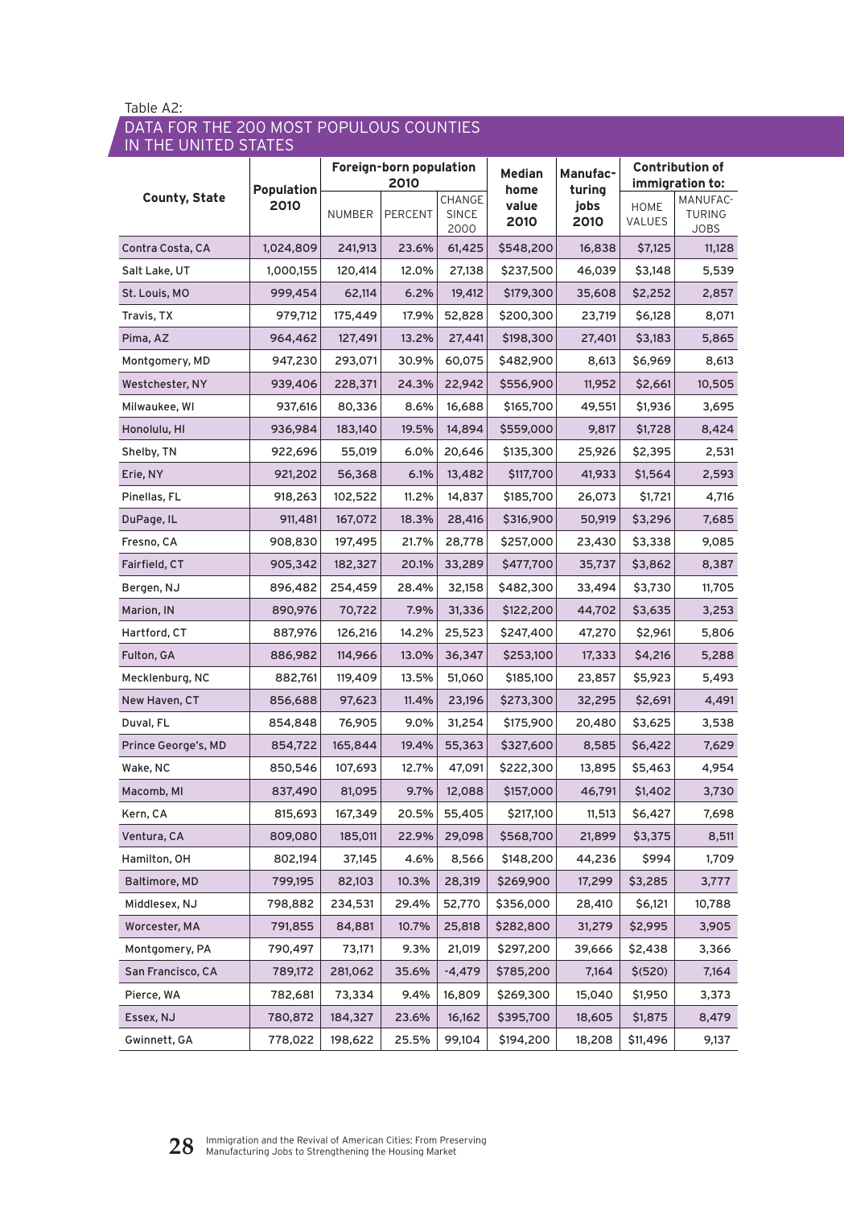Table A2:

## DATA FOR THE 200 MOST POPULOUS COUNTIES IN THE UNITED STATES

| County, State | Population 2010 | Foreign-born population 2010 | | | Median home value 2010 | Manufacturing jobs 2010 | Contribution of immigration to: | |
|---|---|---|---|---|---|---|---|---|
| | | NUMBER | PERCENT | CHANGE SINCE 2000 | | | HOME VALUES | MANUFACTURING JOBS |
| Contra Costa, CA | 1,024,809 | 241,913 | 23.6% | 61,425 | $548,200 | 16,838 | $7,125 | 11,128 |
| Salt Lake, UT | 1,000,155 | 120,414 | 12.0% | 27,138 | $237,500 | 46,039 | $3,148 | 5,539 |
| St. Louis, MO | 999,454 | 62,114 | 6.2% | 19,412 | $179,300 | 35,608 | $2,252 | 2,857 |
| Travis, TX | 979,712 | 175,449 | 17.9% | 52,828 | $200,300 | 23,719 | $6,128 | 8,071 |
| Pima, AZ | 964,462 | 127,491 | 13.2% | 27,441 | $198,300 | 27,401 | $3,183 | 5,865 |
| Montgomery, MD | 947,230 | 293,071 | 30.9% | 60,075 | $482,900 | 8,613 | $6,969 | 8,613 |
| Westchester, NY | 939,406 | 228,371 | 24.3% | 22,942 | $556,900 | 11,952 | $2,661 | 10,505 |
| Milwaukee, WI | 937,616 | 80,336 | 8.6% | 16,688 | $165,700 | 49,551 | $1,936 | 3,695 |
| Honolulu, HI | 936,984 | 183,140 | 19.5% | 14,894 | $559,000 | 9,817 | $1,728 | 8,424 |
| Shelby, TN | 922,696 | 55,019 | 6.0% | 20,646 | $135,300 | 25,926 | $2,395 | 2,531 |
| Erie, NY | 921,202 | 56,368 | 6.1% | 13,482 | $117,700 | 41,933 | $1,564 | 2,593 |
| Pinellas, FL | 918,263 | 102,522 | 11.2% | 14,837 | $185,700 | 26,073 | $1,721 | 4,716 |
| DuPage, IL | 911,481 | 167,072 | 18.3% | 28,416 | $316,900 | 50,919 | $3,296 | 7,685 |
| Fresno, CA | 908,830 | 197,495 | 21.7% | 28,778 | $257,000 | 23,430 | $3,338 | 9,085 |
| Fairfield, CT | 905,342 | 182,327 | 20.1% | 33,289 | $477,700 | 35,737 | $3,862 | 8,387 |
| Bergen, NJ | 896,482 | 254,459 | 28.4% | 32,158 | $482,300 | 33,494 | $3,730 | 11,705 |
| Marion, IN | 890,976 | 70,722 | 7.9% | 31,336 | $122,200 | 44,702 | $3,635 | 3,253 |
| Hartford, CT | 887,976 | 126,216 | 14.2% | 25,523 | $247,400 | 47,270 | $2,961 | 5,806 |
| Fulton, GA | 886,982 | 114,966 | 13.0% | 36,347 | $253,100 | 17,333 | $4,216 | 5,288 |
| Mecklenburg, NC | 882,761 | 119,409 | 13.5% | 51,060 | $185,100 | 23,857 | $5,923 | 5,493 |
| New Haven, CT | 856,688 | 97,623 | 11.4% | 23,196 | $273,300 | 32,295 | $2,691 | 4,491 |
| Duval, FL | 854,848 | 76,905 | 9.0% | 31,254 | $175,900 | 20,480 | $3,625 | 3,538 |
| Prince George's, MD | 854,722 | 165,844 | 19.4% | 55,363 | $327,600 | 8,585 | $6,422 | 7,629 |
| Wake, NC | 850,546 | 107,693 | 12.7% | 47,091 | $222,300 | 13,895 | $5,463 | 4,954 |
| Macomb, MI | 837,490 | 81,095 | 9.7% | 12,088 | $157,000 | 46,791 | $1,402 | 3,730 |
| Kern, CA | 815,693 | 167,349 | 20.5% | 55,405 | $217,100 | 11,513 | $6,427 | 7,698 |
| Ventura, CA | 809,080 | 185,011 | 22.9% | 29,098 | $568,700 | 21,899 | $3,375 | 8,511 |
| Hamilton, OH | 802,194 | 37,145 | 4.6% | 8,566 | $148,200 | 44,236 | $994 | 1,709 |
| Baltimore, MD | 799,195 | 82,103 | 10.3% | 28,319 | $269,900 | 17,299 | $3,285 | 3,777 |
| Middlesex, NJ | 798,882 | 234,531 | 29.4% | 52,770 | $356,000 | 28,410 | $6,121 | 10,788 |
| Worcester, MA | 791,855 | 84,881 | 10.7% | 25,818 | $282,800 | 31,279 | $2,995 | 3,905 |
| Montgomery, PA | 790,497 | 73,171 | 9.3% | 21,019 | $297,200 | 39,666 | $2,438 | 3,366 |
| San Francisco, CA | 789,172 | 281,062 | 35.6% | -4,479 | $785,200 | 7,164 | $(520) | 7,164 |
| Pierce, WA | 782,681 | 73,334 | 9.4% | 16,809 | $269,300 | 15,040 | $1,950 | 3,373 |
| Essex, NJ | 780,872 | 184,327 | 23.6% | 16,162 | $395,700 | 18,605 | $1,875 | 8,479 |
| Gwinnett, GA | 778,022 | 198,622 | 25.5% | 99,104 | $194,200 | 18,208 | $11,496 | 9,137 |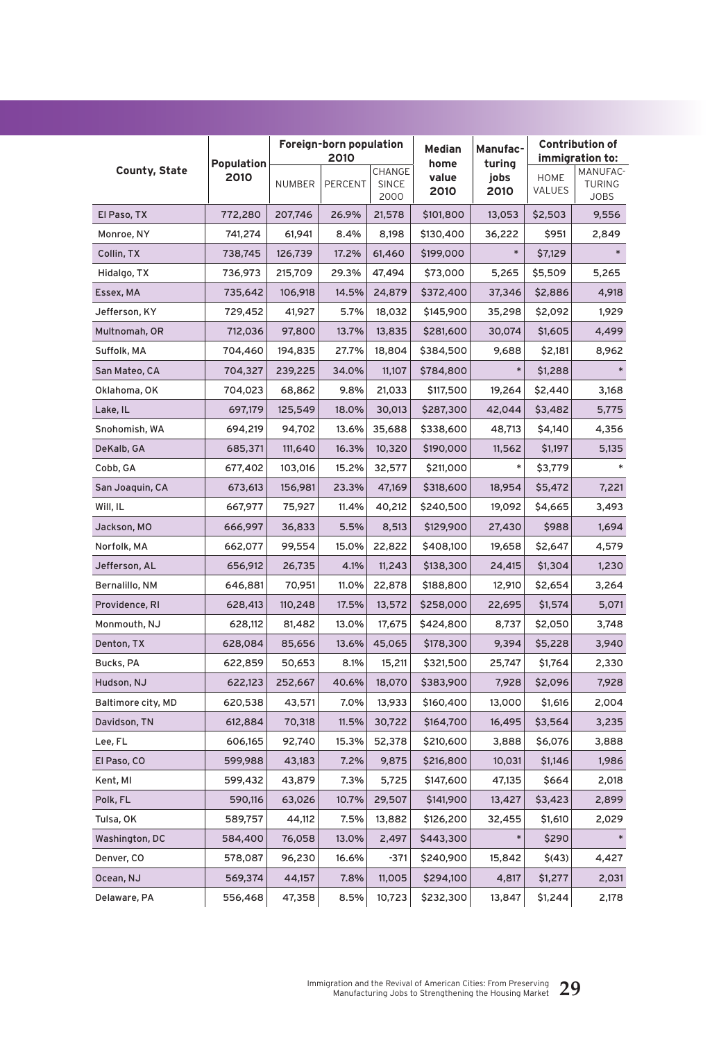| County, State | Population 2010 | Foreign-born population 2010 | | | Median home value 2010 | Manufac-turing jobs 2010 | Contribution of immigration to: | |
|---|---|---|---|---|---|---|---|---|
| | | NUMBER | PERCENT | CHANGE SINCE 2000 | | | HOME VALUES | MANUFAC-TURING JOBS |
| El Paso, TX | 772,280 | 207,746 | 26.9% | 21,578 | $101,800 | 13,053 | $2,503 | 9,556 |
| Monroe, NY | 741,274 | 61,941 | 8.4% | 8,198 | $130,400 | 36,222 | $951 | 2,849 |
| Collin, TX | 738,745 | 126,739 | 17.2% | 61,460 | $199,000 | * | $7,129 | * |
| Hidalgo, TX | 736,973 | 215,709 | 29.3% | 47,494 | $73,000 | 5,265 | $5,509 | 5,265 |
| Essex, MA | 735,642 | 106,918 | 14.5% | 24,879 | $372,400 | 37,346 | $2,886 | 4,918 |
| Jefferson, KY | 729,452 | 41,927 | 5.7% | 18,032 | $145,900 | 35,298 | $2,092 | 1,929 |
| Multnomah, OR | 712,036 | 97,800 | 13.7% | 13,835 | $281,600 | 30,074 | $1,605 | 4,499 |
| Suffolk, MA | 704,460 | 194,835 | 27.7% | 18,804 | $384,500 | 9,688 | $2,181 | 8,962 |
| San Mateo, CA | 704,327 | 239,225 | 34.0% | 11,107 | $784,800 | * | $1,288 | * |
| Oklahoma, OK | 704,023 | 68,862 | 9.8% | 21,033 | $117,500 | 19,264 | $2,440 | 3,168 |
| Lake, IL | 697,179 | 125,549 | 18.0% | 30,013 | $287,300 | 42,044 | $3,482 | 5,775 |
| Snohomish, WA | 694,219 | 94,702 | 13.6% | 35,688 | $338,600 | 48,713 | $4,140 | 4,356 |
| DeKalb, GA | 685,371 | 111,640 | 16.3% | 10,320 | $190,000 | 11,562 | $1,197 | 5,135 |
| Cobb, GA | 677,402 | 103,016 | 15.2% | 32,577 | $211,000 | * | $3,779 | * |
| San Joaquin, CA | 673,613 | 156,981 | 23.3% | 47,169 | $318,600 | 18,954 | $5,472 | 7,221 |
| Will, IL | 667,977 | 75,927 | 11.4% | 40,212 | $240,500 | 19,092 | $4,665 | 3,493 |
| Jackson, MO | 666,997 | 36,833 | 5.5% | 8,513 | $129,900 | 27,430 | $988 | 1,694 |
| Norfolk, MA | 662,077 | 99,554 | 15.0% | 22,822 | $408,100 | 19,658 | $2,647 | 4,579 |
| Jefferson, AL | 656,912 | 26,735 | 4.1% | 11,243 | $138,300 | 24,415 | $1,304 | 1,230 |
| Bernalillo, NM | 646,881 | 70,951 | 11.0% | 22,878 | $188,800 | 12,910 | $2,654 | 3,264 |
| Providence, RI | 628,413 | 110,248 | 17.5% | 13,572 | $258,000 | 22,695 | $1,574 | 5,071 |
| Monmouth, NJ | 628,112 | 81,482 | 13.0% | 17,675 | $424,800 | 8,737 | $2,050 | 3,748 |
| Denton, TX | 628,084 | 85,656 | 13.6% | 45,065 | $178,300 | 9,394 | $5,228 | 3,940 |
| Bucks, PA | 622,859 | 50,653 | 8.1% | 15,211 | $321,500 | 25,747 | $1,764 | 2,330 |
| Hudson, NJ | 622,123 | 252,667 | 40.6% | 18,070 | $383,900 | 7,928 | $2,096 | 7,928 |
| Baltimore city, MD | 620,538 | 43,571 | 7.0% | 13,933 | $160,400 | 13,000 | $1,616 | 2,004 |
| Davidson, TN | 612,884 | 70,318 | 11.5% | 30,722 | $164,700 | 16,495 | $3,564 | 3,235 |
| Lee, FL | 606,165 | 92,740 | 15.3% | 52,378 | $210,600 | 3,888 | $6,076 | 3,888 |
| El Paso, CO | 599,988 | 43,183 | 7.2% | 9,875 | $216,800 | 10,031 | $1,146 | 1,986 |
| Kent, MI | 599,432 | 43,879 | 7.3% | 5,725 | $147,600 | 47,135 | $664 | 2,018 |
| Polk, FL | 590,116 | 63,026 | 10.7% | 29,507 | $141,900 | 13,427 | $3,423 | 2,899 |
| Tulsa, OK | 589,757 | 44,112 | 7.5% | 13,882 | $126,200 | 32,455 | $1,610 | 2,029 |
| Washington, DC | 584,400 | 76,058 | 13.0% | 2,497 | $443,300 | * | $290 | * |
| Denver, CO | 578,087 | 96,230 | 16.6% | -371 | $240,900 | 15,842 | $(43) | 4,427 |
| Ocean, NJ | 569,374 | 44,157 | 7.8% | 11,005 | $294,100 | 4,817 | $1,277 | 2,031 |
| Delaware, PA | 556,468 | 47,358 | 8.5% | 10,723 | $232,300 | 13,847 | $1,244 | 2,178 |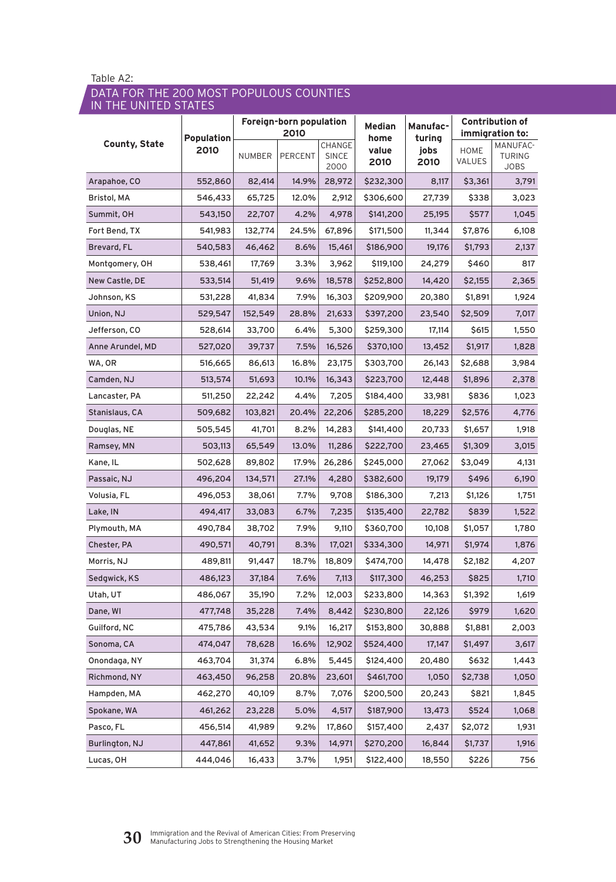Table A2:

## DATA FOR THE 200 MOST POPULOUS COUNTIES IN THE UNITED STATES

| County, State | Population 2010 | Foreign-born population 2010 | | | Median home value 2010 | Manufacturing jobs 2010 | Contribution of immigration to: | |
|---|---|---|---|---|---|---|---|---|
| | | NUMBER | PERCENT | CHANGE SINCE 2000 | | | HOME VALUES | MANUFACTURING JOBS |
| Arapahoe, CO | 552,860 | 82,414 | 14.9% | 28,972 | $232,300 | 8,117 | $3,361 | 3,791 |
| Bristol, MA | 546,433 | 65,725 | 12.0% | 2,912 | $306,600 | 27,739 | $338 | 3,023 |
| Summit, OH | 543,150 | 22,707 | 4.2% | 4,978 | $141,200 | 25,195 | $577 | 1,045 |
| Fort Bend, TX | 541,983 | 132,774 | 24.5% | 67,896 | $171,500 | 11,344 | $7,876 | 6,108 |
| Brevard, FL | 540,583 | 46,462 | 8.6% | 15,461 | $186,900 | 19,176 | $1,793 | 2,137 |
| Montgomery, OH | 538,461 | 17,769 | 3.3% | 3,962 | $119,100 | 24,279 | $460 | 817 |
| New Castle, DE | 533,514 | 51,419 | 9.6% | 18,578 | $252,800 | 14,420 | $2,155 | 2,365 |
| Johnson, KS | 531,228 | 41,834 | 7.9% | 16,303 | $209,900 | 20,380 | $1,891 | 1,924 |
| Union, NJ | 529,547 | 152,549 | 28.8% | 21,633 | $397,200 | 23,540 | $2,509 | 7,017 |
| Jefferson, CO | 528,614 | 33,700 | 6.4% | 5,300 | $259,300 | 17,114 | $615 | 1,550 |
| Anne Arundel, MD | 527,020 | 39,737 | 7.5% | 16,526 | $370,100 | 13,452 | $1,917 | 1,828 |
| WA, OR | 516,665 | 86,613 | 16.8% | 23,175 | $303,700 | 26,143 | $2,688 | 3,984 |
| Camden, NJ | 513,574 | 51,693 | 10.1% | 16,343 | $223,700 | 12,448 | $1,896 | 2,378 |
| Lancaster, PA | 511,250 | 22,242 | 4.4% | 7,205 | $184,400 | 33,981 | $836 | 1,023 |
| Stanislaus, CA | 509,682 | 103,821 | 20.4% | 22,206 | $285,200 | 18,229 | $2,576 | 4,776 |
| Douglas, NE | 505,545 | 41,701 | 8.2% | 14,283 | $141,400 | 20,733 | $1,657 | 1,918 |
| Ramsey, MN | 503,113 | 65,549 | 13.0% | 11,286 | $222,700 | 23,465 | $1,309 | 3,015 |
| Kane, IL | 502,628 | 89,802 | 17.9% | 26,286 | $245,000 | 27,062 | $3,049 | 4,131 |
| Passaic, NJ | 496,204 | 134,571 | 27.1% | 4,280 | $382,600 | 19,179 | $496 | 6,190 |
| Volusia, FL | 496,053 | 38,061 | 7.7% | 9,708 | $186,300 | 7,213 | $1,126 | 1,751 |
| Lake, IN | 494,417 | 33,083 | 6.7% | 7,235 | $135,400 | 22,782 | $839 | 1,522 |
| Plymouth, MA | 490,784 | 38,702 | 7.9% | 9,110 | $360,700 | 10,108 | $1,057 | 1,780 |
| Chester, PA | 490,571 | 40,791 | 8.3% | 17,021 | $334,300 | 14,971 | $1,974 | 1,876 |
| Morris, NJ | 489,811 | 91,447 | 18.7% | 18,809 | $474,700 | 14,478 | $2,182 | 4,207 |
| Sedgwick, KS | 486,123 | 37,184 | 7.6% | 7,113 | $117,300 | 46,253 | $825 | 1,710 |
| Utah, UT | 486,067 | 35,190 | 7.2% | 12,003 | $233,800 | 14,363 | $1,392 | 1,619 |
| Dane, WI | 477,748 | 35,228 | 7.4% | 8,442 | $230,800 | 22,126 | $979 | 1,620 |
| Guilford, NC | 475,786 | 43,534 | 9.1% | 16,217 | $153,800 | 30,888 | $1,881 | 2,003 |
| Sonoma, CA | 474,047 | 78,628 | 16.6% | 12,902 | $524,400 | 17,147 | $1,497 | 3,617 |
| Onondaga, NY | 463,704 | 31,374 | 6.8% | 5,445 | $124,400 | 20,480 | $632 | 1,443 |
| Richmond, NY | 463,450 | 96,258 | 20.8% | 23,601 | $461,700 | 1,050 | $2,738 | 1,050 |
| Hampden, MA | 462,270 | 40,109 | 8.7% | 7,076 | $200,500 | 20,243 | $821 | 1,845 |
| Spokane, WA | 461,262 | 23,228 | 5.0% | 4,517 | $187,900 | 13,473 | $524 | 1,068 |
| Pasco, FL | 456,514 | 41,989 | 9.2% | 17,860 | $157,400 | 2,437 | $2,072 | 1,931 |
| Burlington, NJ | 447,861 | 41,652 | 9.3% | 14,971 | $270,200 | 16,844 | $1,737 | 1,916 |
| Lucas, OH | 444,046 | 16,433 | 3.7% | 1,951 | $122,400 | 18,550 | $226 | 756 |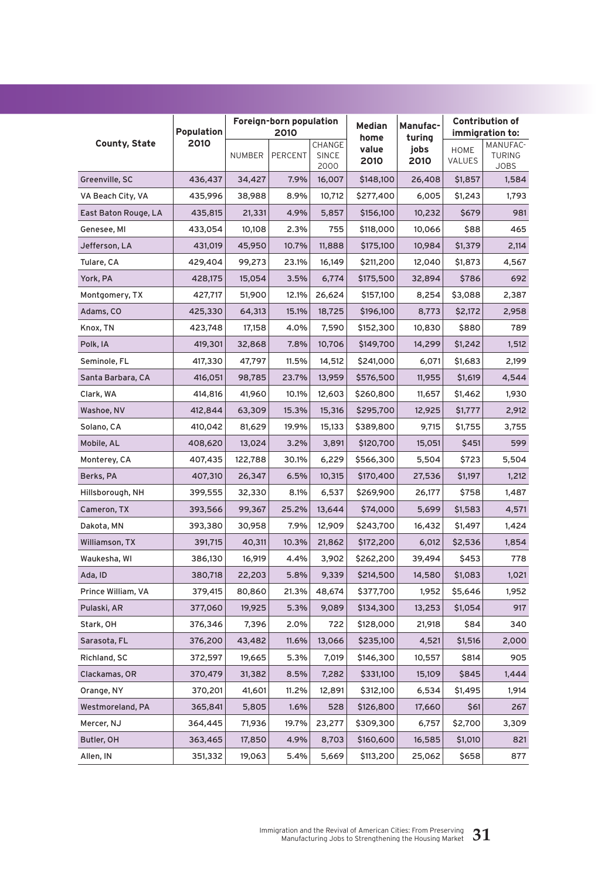| County, State | Population 2010 | Foreign-born population 2010 | | | Median home value 2010 | Manufacturing jobs 2010 | Contribution of immigration to: | |
|---|---|---|---|---|---|---|---|---|
| | | NUMBER | PERCENT | CHANGE SINCE 2000 | | | HOME VALUES | MANUFACTURING JOBS |
| Greenville, SC | 436,437 | 34,427 | 7.9% | 16,007 | $148,100 | 26,408 | $1,857 | 1,584 |
| VA Beach City, VA | 435,996 | 38,988 | 8.9% | 10,712 | $277,400 | 6,005 | $1,243 | 1,793 |
| East Baton Rouge, LA | 435,815 | 21,331 | 4.9% | 5,857 | $156,100 | 10,232 | $679 | 981 |
| Genesee, MI | 433,054 | 10,108 | 2.3% | 755 | $118,000 | 10,066 | $88 | 465 |
| Jefferson, LA | 431,019 | 45,950 | 10.7% | 11,888 | $175,100 | 10,984 | $1,379 | 2,114 |
| Tulare, CA | 429,404 | 99,273 | 23.1% | 16,149 | $211,200 | 12,040 | $1,873 | 4,567 |
| York, PA | 428,175 | 15,054 | 3.5% | 6,774 | $175,500 | 32,894 | $786 | 692 |
| Montgomery, TX | 427,717 | 51,900 | 12.1% | 26,624 | $157,100 | 8,254 | $3,088 | 2,387 |
| Adams, CO | 425,330 | 64,313 | 15.1% | 18,725 | $196,100 | 8,773 | $2,172 | 2,958 |
| Knox, TN | 423,748 | 17,158 | 4.0% | 7,590 | $152,300 | 10,830 | $880 | 789 |
| Polk, IA | 419,301 | 32,868 | 7.8% | 10,706 | $149,700 | 14,299 | $1,242 | 1,512 |
| Seminole, FL | 417,330 | 47,797 | 11.5% | 14,512 | $241,000 | 6,071 | $1,683 | 2,199 |
| Santa Barbara, CA | 416,051 | 98,785 | 23.7% | 13,959 | $576,500 | 11,955 | $1,619 | 4,544 |
| Clark, WA | 414,816 | 41,960 | 10.1% | 12,603 | $260,800 | 11,657 | $1,462 | 1,930 |
| Washoe, NV | 412,844 | 63,309 | 15.3% | 15,316 | $295,700 | 12,925 | $1,777 | 2,912 |
| Solano, CA | 410,042 | 81,629 | 19.9% | 15,133 | $389,800 | 9,715 | $1,755 | 3,755 |
| Mobile, AL | 408,620 | 13,024 | 3.2% | 3,891 | $120,700 | 15,051 | $451 | 599 |
| Monterey, CA | 407,435 | 122,788 | 30.1% | 6,229 | $566,300 | 5,504 | $723 | 5,504 |
| Berks, PA | 407,310 | 26,347 | 6.5% | 10,315 | $170,400 | 27,536 | $1,197 | 1,212 |
| Hillsborough, NH | 399,555 | 32,330 | 8.1% | 6,537 | $269,900 | 26,177 | $758 | 1,487 |
| Cameron, TX | 393,566 | 99,367 | 25.2% | 13,644 | $74,000 | 5,699 | $1,583 | 4,571 |
| Dakota, MN | 393,380 | 30,958 | 7.9% | 12,909 | $243,700 | 16,432 | $1,497 | 1,424 |
| Williamson, TX | 391,715 | 40,311 | 10.3% | 21,862 | $172,200 | 6,012 | $2,536 | 1,854 |
| Waukesha, WI | 386,130 | 16,919 | 4.4% | 3,902 | $262,200 | 39,494 | $453 | 778 |
| Ada, ID | 380,718 | 22,203 | 5.8% | 9,339 | $214,500 | 14,580 | $1,083 | 1,021 |
| Prince William, VA | 379,415 | 80,860 | 21.3% | 48,674 | $377,700 | 1,952 | $5,646 | 1,952 |
| Pulaski, AR | 377,060 | 19,925 | 5.3% | 9,089 | $134,300 | 13,253 | $1,054 | 917 |
| Stark, OH | 376,346 | 7,396 | 2.0% | 722 | $128,000 | 21,918 | $84 | 340 |
| Sarasota, FL | 376,200 | 43,482 | 11.6% | 13,066 | $235,100 | 4,521 | $1,516 | 2,000 |
| Richland, SC | 372,597 | 19,665 | 5.3% | 7,019 | $146,300 | 10,557 | $814 | 905 |
| Clackamas, OR | 370,479 | 31,382 | 8.5% | 7,282 | $331,100 | 15,109 | $845 | 1,444 |
| Orange, NY | 370,201 | 41,601 | 11.2% | 12,891 | $312,100 | 6,534 | $1,495 | 1,914 |
| Westmoreland, PA | 365,841 | 5,805 | 1.6% | 528 | $126,800 | 17,660 | $61 | 267 |
| Mercer, NJ | 364,445 | 71,936 | 19.7% | 23,277 | $309,300 | 6,757 | $2,700 | 3,309 |
| Butler, OH | 363,465 | 17,850 | 4.9% | 8,703 | $160,600 | 16,585 | $1,010 | 821 |
| Allen, IN | 351,332 | 19,063 | 5.4% | 5,669 | $113,200 | 25,062 | $658 | 877 |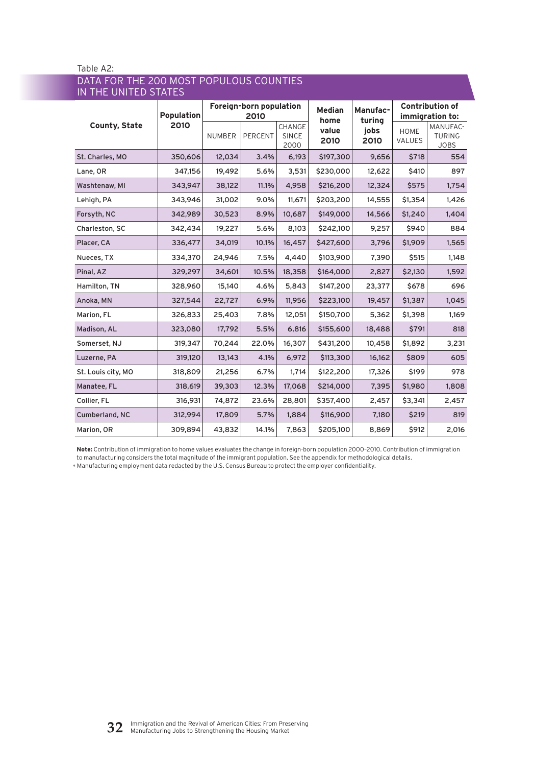Table A2:

## DATA FOR THE 200 MOST POPULOUS COUNTIES IN THE UNITED STATES

| County, State | Population 2010 | Foreign-born population 2010 | | | Median home value 2010 | Manufacturing jobs 2010 | Contribution of immigration to: | |
|---|---|---|---|---|---|---|---|---|
| | | NUMBER | PERCENT | CHANGE SINCE 2000 | | | HOME VALUES | MANUFACTURING JOBS |
| St. Charles, MO | 350,606 | 12,034 | 3.4% | 6,193 | $197,300 | 9,656 | $718 | 554 |
| Lane, OR | 347,156 | 19,492 | 5.6% | 3,531 | $230,000 | 12,622 | $410 | 897 |
| Washtenaw, MI | 343,947 | 38,122 | 11.1% | 4,958 | $216,200 | 12,324 | $575 | 1,754 |
| Lehigh, PA | 343,946 | 31,002 | 9.0% | 11,671 | $203,200 | 14,555 | $1,354 | 1,426 |
| Forsyth, NC | 342,989 | 30,523 | 8.9% | 10,687 | $149,000 | 14,566 | $1,240 | 1,404 |
| Charleston, SC | 342,434 | 19,227 | 5.6% | 8,103 | $242,100 | 9,257 | $940 | 884 |
| Placer, CA | 336,477 | 34,019 | 10.1% | 16,457 | $427,600 | 3,796 | $1,909 | 1,565 |
| Nueces, TX | 334,370 | 24,946 | 7.5% | 4,440 | $103,900 | 7,390 | $515 | 1,148 |
| Pinal, AZ | 329,297 | 34,601 | 10.5% | 18,358 | $164,000 | 2,827 | $2,130 | 1,592 |
| Hamilton, TN | 328,960 | 15,140 | 4.6% | 5,843 | $147,200 | 23,377 | $678 | 696 |
| Anoka, MN | 327,544 | 22,727 | 6.9% | 11,956 | $223,100 | 19,457 | $1,387 | 1,045 |
| Marion, FL | 326,833 | 25,403 | 7.8% | 12,051 | $150,700 | 5,362 | $1,398 | 1,169 |
| Madison, AL | 323,080 | 17,792 | 5.5% | 6,816 | $155,600 | 18,488 | $791 | 818 |
| Somerset, NJ | 319,347 | 70,244 | 22.0% | 16,307 | $431,200 | 10,458 | $1,892 | 3,231 |
| Luzerne, PA | 319,120 | 13,143 | 4.1% | 6,972 | $113,300 | 16,162 | $809 | 605 |
| St. Louis city, MO | 318,809 | 21,256 | 6.7% | 1,714 | $122,200 | 17,326 | $199 | 978 |
| Manatee, FL | 318,619 | 39,303 | 12.3% | 17,068 | $214,000 | 7,395 | $1,980 | 1,808 |
| Collier, FL | 316,931 | 74,872 | 23.6% | 28,801 | $357,400 | 2,457 | $3,341 | 2,457 |
| Cumberland, NC | 312,994 | 17,809 | 5.7% | 1,884 | $116,900 | 7,180 | $219 | 819 |
| Marion, OR | 309,894 | 43,832 | 14.1% | 7,863 | $205,100 | 8,869 | $912 | 2,016 |

**Note:** Contribution of immigration to home values evaluates the change in foreign-born population 2000–2010. Contribution of immigration to manufacturing considers the total magnitude of the immigrant population. See the appendix for methodological details.

* Manufacturing employment data redacted by the U.S. Census Bureau to protect the employer confidentiality.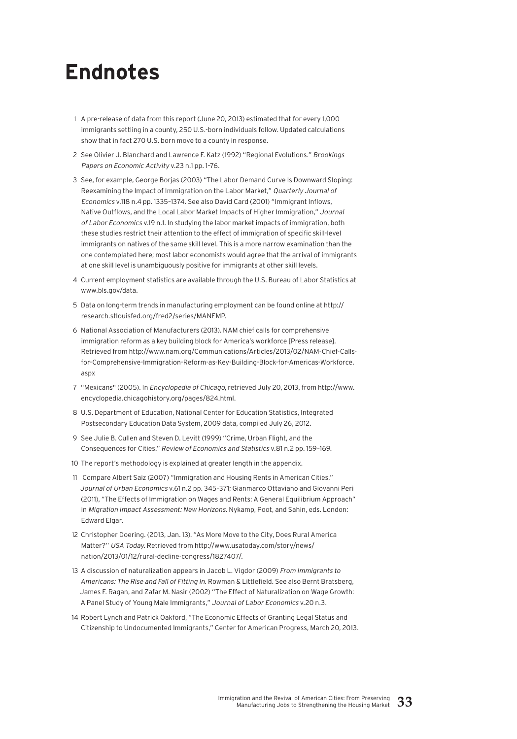# Endnotes

1. A pre-release of data from this report (June 20, 2013) estimated that for every 1,000 immigrants settling in a county, 250 U.S.-born individuals follow. Updated calculations show that in fact 270 U.S. born move to a county in response.
2. See Olivier J. Blanchard and Lawrence F. Katz (1992) "Regional Evolutions." *Brookings Papers on Economic Activity* v.23 n.1 pp. 1–76.
3. See, for example, George Borjas (2003) "The Labor Demand Curve Is Downward Sloping: Reexamining the Impact of Immigration on the Labor Market," *Quarterly Journal of Economics* v.118 n.4 pp. 1335–1374. See also David Card (2001) "Immigrant Inflows, Native Outflows, and the Local Labor Market Impacts of Higher Immigration," *Journal of Labor Economics* v.19 n.1. In studying the labor market impacts of immigration, both these studies restrict their attention to the effect of immigration of specific skill-level immigrants on natives of the same skill level. This is a more narrow examination than the one contemplated here; most labor economists would agree that the arrival of immigrants at one skill level is unambiguously positive for immigrants at other skill levels.
4. Current employment statistics are available through the U.S. Bureau of Labor Statistics at www.bls.gov/data.
5. Data on long-term trends in manufacturing employment can be found online at http://research.stlouisfed.org/fred2/series/MANEMP.
6. National Association of Manufacturers (2013). NAM chief calls for comprehensive immigration reform as a key building block for America's workforce [Press release]. Retrieved from http://www.nam.org/Communications/Articles/2013/02/NAM-Chief-Calls-for-Comprehensive-Immigration-Reform-as-Key-Building-Block-for-Americas-Workforce.aspx
7. "Mexicans" (2005). In *Encyclopedia of Chicago*, retrieved July 20, 2013, from http://www.encyclopedia.chicagohistory.org/pages/824.html.
8. U.S. Department of Education, National Center for Education Statistics, Integrated Postsecondary Education Data System, 2009 data, compiled July 26, 2012.
9. See Julie B. Cullen and Steven D. Levitt (1999) "Crime, Urban Flight, and the Consequences for Cities." *Review of Economics and Statistics* v.81 n.2 pp. 159–169.
10. The report's methodology is explained at greater length in the appendix.
11. Compare Albert Saiz (2007) "Immigration and Housing Rents in American Cities," *Journal of Urban Economics* v.61 n.2 pp. 345–371; Gianmarco Ottaviano and Giovanni Peri (2011), "The Effects of Immigration on Wages and Rents: A General Equilibrium Approach" in *Migration Impact Assessment: New Horizons*. Nykamp, Poot, and Sahin, eds. London: Edward Elgar.
12. Christopher Doering. (2013, Jan. 13). "As More Move to the City, Does Rural America Matter?" *USA Today*. Retrieved from http://www.usatoday.com/story/news/nation/2013/01/12/rural-decline-congress/1827407/.
13. A discussion of naturalization appears in Jacob L. Vigdor (2009) *From Immigrants to Americans: The Rise and Fall of Fitting In*. Rowman & Littlefield. See also Bernt Bratsberg, James F. Ragan, and Zafar M. Nasir (2002) "The Effect of Naturalization on Wage Growth: A Panel Study of Young Male Immigrants," *Journal of Labor Economics* v.20 n.3.
14. Robert Lynch and Patrick Oakford, "The Economic Effects of Granting Legal Status and Citizenship to Undocumented Immigrants," Center for American Progress, March 20, 2013.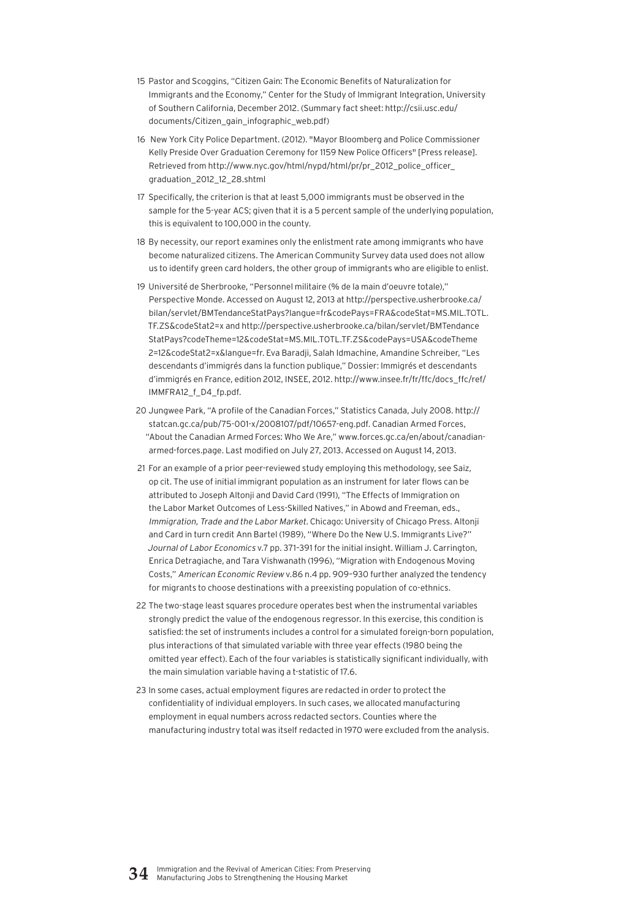15 Pastor and Scoggins, "Citizen Gain: The Economic Benefits of Naturalization for Immigrants and the Economy," Center for the Study of Immigrant Integration, University of Southern California, December 2012. (Summary fact sheet: http://csii.usc.edu/documents/Citizen_gain_infographic_web.pdf)

16 New York City Police Department. (2012). "Mayor Bloomberg and Police Commissioner Kelly Preside Over Graduation Ceremony for 1159 New Police Officers" [Press release]. Retrieved from http://www.nyc.gov/html/nypd/html/pr/pr_2012_police_officer_graduation_2012_12_28.shtml

17 Specifically, the criterion is that at least 5,000 immigrants must be observed in the sample for the 5-year ACS; given that it is a 5 percent sample of the underlying population, this is equivalent to 100,000 in the county.

18 By necessity, our report examines only the enlistment rate among immigrants who have become naturalized citizens. The American Community Survey data used does not allow us to identify green card holders, the other group of immigrants who are eligible to enlist.

19 Université de Sherbrooke, "Personnel militaire (% de la main d'oeuvre totale)," Perspective Monde. Accessed on August 12, 2013 at http://perspective.usherbrooke.ca/bilan/servlet/BMTendanceStatPays?langue=fr&codePays=FRA&codeStat=MS.MIL.TOTL.TF.ZS&codeStat2=x and http://perspective.usherbrooke.ca/bilan/servlet/BMTendanceStatPays?codeTheme=12&codeStat=MS.MIL.TOTL.TF.ZS&codePays=USA&codeTheme2=12&codeStat2=x&langue=fr. Eva Baradji, Salah Idmachine, Amandine Schreiber, "Les descendants d'immigrés dans la function publique," Dossier: Immigrés et descendants d'immigrés en France, edition 2012, INSEE, 2012. http://www.insee.fr/fr/ffc/docs_ffc/ref/IMMFRA12_f_D4_fp.pdf.

20 Jungwee Park, "A profile of the Canadian Forces," Statistics Canada, July 2008. http://statcan.gc.ca/pub/75-001-x/2008107/pdf/10657-eng.pdf. Canadian Armed Forces, "About the Canadian Armed Forces: Who We Are," www.forces.gc.ca/en/about/canadian-armed-forces.page. Last modified on July 27, 2013. Accessed on August 14, 2013.

21 For an example of a prior peer-reviewed study employing this methodology, see Saiz, op cit. The use of initial immigrant population as an instrument for later flows can be attributed to Joseph Altonji and David Card (1991), "The Effects of Immigration on the Labor Market Outcomes of Less-Skilled Natives," in Abowd and Freeman, eds., *Immigration, Trade and the Labor Market*. Chicago: University of Chicago Press. Altonji and Card in turn credit Ann Bartel (1989), "Where Do the New U.S. Immigrants Live?" *Journal of Labor Economics* v.7 pp. 371–391 for the initial insight. William J. Carrington, Enrica Detragiache, and Tara Vishwanath (1996), "Migration with Endogenous Moving Costs," *American Economic Review* v.86 n.4 pp. 909–930 further analyzed the tendency for migrants to choose destinations with a preexisting population of co-ethnics.

22 The two-stage least squares procedure operates best when the instrumental variables strongly predict the value of the endogenous regressor. In this exercise, this condition is satisfied: the set of instruments includes a control for a simulated foreign-born population, plus interactions of that simulated variable with three year effects (1980 being the omitted year effect). Each of the four variables is statistically significant individually, with the main simulation variable having a t-statistic of 17.6.

23 In some cases, actual employment figures are redacted in order to protect the confidentiality of individual employers. In such cases, we allocated manufacturing employment in equal numbers across redacted sectors. Counties where the manufacturing industry total was itself redacted in 1970 were excluded from the analysis.